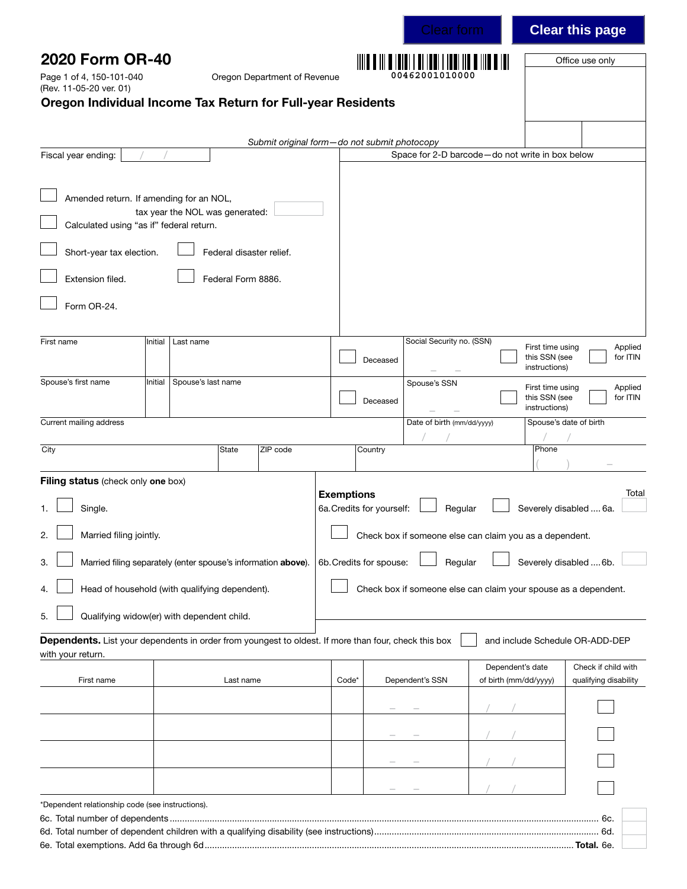# 2020 Form OR-40

Page 1 of 4, 150-101-040
(Rev. 11-05-20 ver. 01)

Oregon Department of Revenue

00462001010000

Office use only

## Oregon Individual Income Tax Return for Full-year Residents

*Submit original form—do not submit photocopy*

Fiscal year ending: / /

Space for 2-D barcode—do not write in box below

- ☐ Amended return. If amending for an NOL, tax year the NOL was generated:
- ☐ Calculated using "as if" federal return.
- ☐ Short-year tax election.
- ☐ Federal disaster relief.
- ☐ Extension filed.
- ☐ Federal Form 8886.
- ☐ Form OR-24.

| First name | Initial | Last name | ☐ Deceased | Social Security no. (SSN) – – | ☐ First time using this SSN (see instructions) | ☐ Applied for ITIN |
|---|---|---|---|---|---|---|
| Spouse's first name | Initial | Spouse's last name | ☐ Deceased | Spouse's SSN – – | ☐ First time using this SSN (see instructions) | ☐ Applied for ITIN |

| Current mailing address | | | | Date of birth (mm/dd/yyyy) / / | Spouse's date of birth / / |
|---|---|---|---|---|---|
| City | State | ZIP code | Country | | Phone ( ) – |

**Filing status** (check only **one** box)

1. ☐ Single.
2. ☐ Married filing jointly.
3. ☐ Married filing separately (enter spouse's information **above**).
4. ☐ Head of household (with qualifying dependent).
5. ☐ Qualifying widow(er) with dependent child.

**Exemptions** — Total

6a. Credits for yourself: ☐ Regular ☐ Severely disabled .... 6a.

☐ Check box if someone else can claim you as a dependent.

6b. Credits for spouse: ☐ Regular ☐ Severely disabled .... 6b.

☐ Check box if someone else can claim your spouse as a dependent.

**Dependents.** List your dependents in order from youngest to oldest. If more than four, check this box ☐ and include Schedule OR-ADD-DEP with your return.

| First name | Last name | Code* | Dependent's SSN | Dependent's date of birth (mm/dd/yyyy) | Check if child with qualifying disability |
|---|---|---|---|---|---|
| | | | – – | / / | ☐ |
| | | | – – | / / | ☐ |
| | | | – – | / / | ☐ |
| | | | – – | / / | ☐ |

*Dependent relationship code (see instructions).

6c. Total number of dependents ........................................ 6c.

6d. Total number of dependent children with a qualifying disability (see instructions) ........................................ 6d.

6e. Total exemptions. Add 6a through 6d ........................................ **Total.** 6e.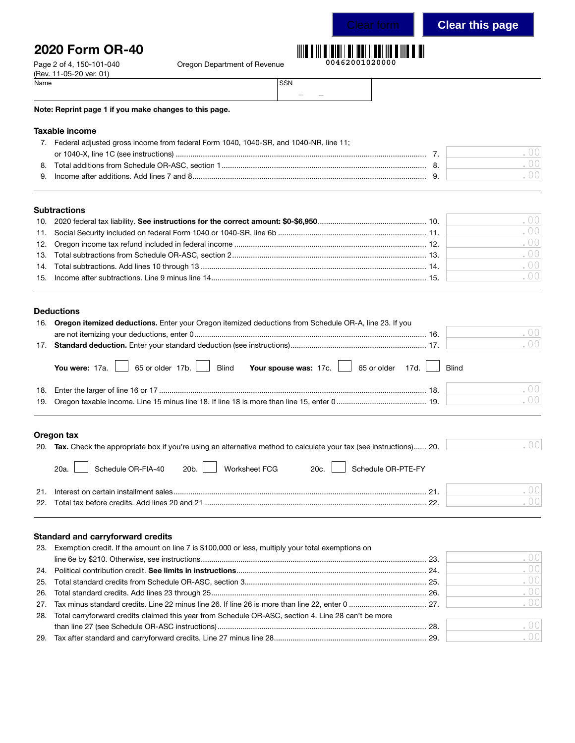# 2020 Form OR-40

Page 2 of 4, 150-101-040
(Rev. 11-05-20 ver. 01)

Oregon Department of Revenue

00462001020000

Name | SSN

**Note: Reprint page 1 if you make changes to this page.**

## Taxable income

7. Federal adjusted gross income from federal Form 1040, 1040-SR, and 1040-NR, line 11; or 1040-X, line 1C (see instructions) ..... 7. .00
8. Total additions from Schedule OR-ASC, section 1 ..... 8. .00
9. Income after additions. Add lines 7 and 8 ..... 9. .00

## Subtractions

10. 2020 federal tax liability. **See instructions for the correct amount: $0-$6,950** ..... 10. .00
11. Social Security included on federal Form 1040 or 1040-SR, line 6b ..... 11. .00
12. Oregon income tax refund included in federal income ..... 12. .00
13. Total subtractions from Schedule OR-ASC, section 2 ..... 13. .00
14. Total subtractions. Add lines 10 through 13 ..... 14. .00
15. Income after subtractions. Line 9 minus line 14 ..... 15. .00

## Deductions

16. **Oregon itemized deductions.** Enter your Oregon itemized deductions from Schedule OR-A, line 23. If you are not itemizing your deductions, enter 0 ..... 16. .00
17. **Standard deduction.** Enter your standard deduction (see instructions) ..... 17. .00

**You were:** 17a. ☐ 65 or older 17b. ☐ Blind **Your spouse was:** 17c. ☐ 65 or older 17d. ☐ Blind

18. Enter the larger of line 16 or 17 ..... 18. .00
19. Oregon taxable income. Line 15 minus line 18. If line 18 is more than line 15, enter 0 ..... 19. .00

## Oregon tax

20. **Tax.** Check the appropriate box if you're using an alternative method to calculate your tax (see instructions) ..... 20. .00

20a. ☐ Schedule OR-FIA-40 20b. ☐ Worksheet FCG 20c. ☐ Schedule OR-PTE-FY

21. Interest on certain installment sales ..... 21. .00
22. Total tax before credits. Add lines 20 and 21 ..... 22. .00

## Standard and carryforward credits

23. Exemption credit. If the amount on line 7 is $100,000 or less, multiply your total exemptions on line 6e by $210. Otherwise, see instructions ..... 23. .00
24. Political contribution credit. **See limits in instructions** ..... 24. .00
25. Total standard credits from Schedule OR-ASC, section 3 ..... 25. .00
26. Total standard credits. Add lines 23 through 25 ..... 26. .00
27. Tax minus standard credits. Line 22 minus line 26. If line 26 is more than line 22, enter 0 ..... 27. .00
28. Total carryforward credits claimed this year from Schedule OR-ASC, section 4. Line 28 can't be more than line 27 (see Schedule OR-ASC instructions) ..... 28. .00
29. Tax after standard and carryforward credits. Line 27 minus line 28 ..... 29. .00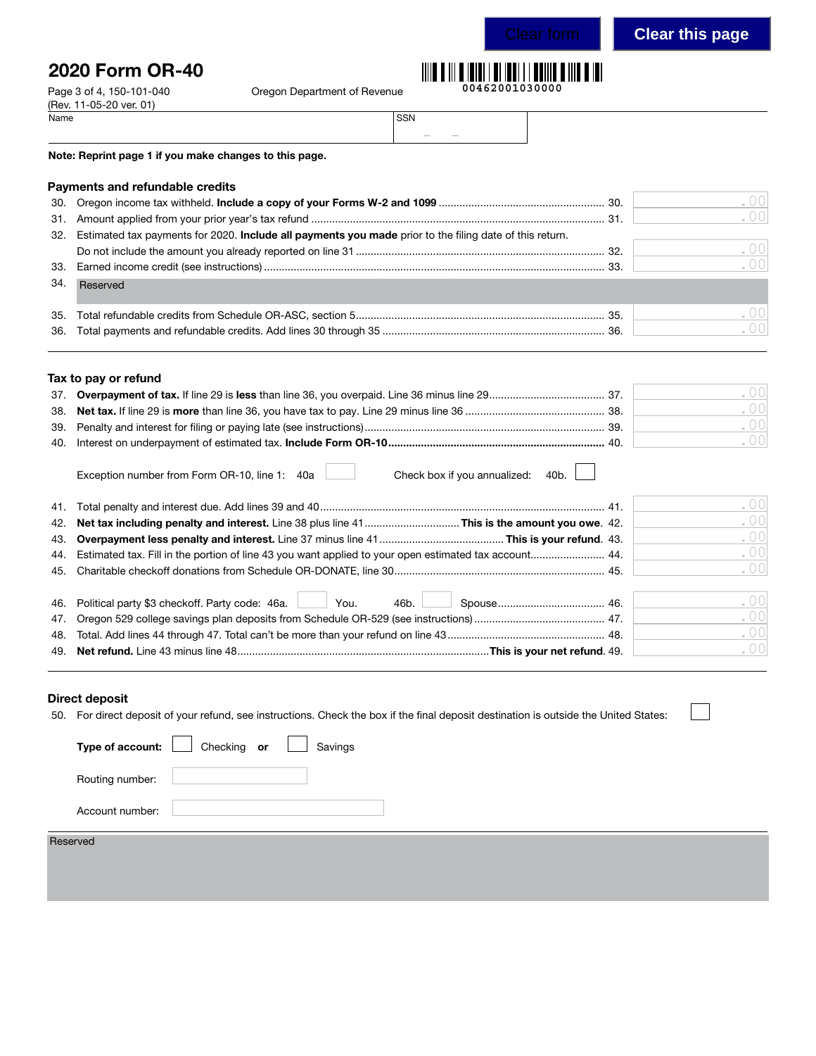# 2020 Form OR-40

Page 3 of 4, 150-101-040
(Rev. 11-05-20 ver. 01)

Oregon Department of Revenue

00462001030000

Name

SSN

**Note: Reprint page 1 if you make changes to this page.**

## Payments and refundable credits

30. Oregon income tax withheld. **Include a copy of your Forms W-2 and 1099** ........ 30. .00
31. Amount applied from your prior year's tax refund ........ 31. .00
32. Estimated tax payments for 2020. **Include all payments you made** prior to the filing date of this return. Do not include the amount you already reported on line 31 ........ 32. .00
33. Earned income credit (see instructions) ........ 33. .00
34. Reserved
35. Total refundable credits from Schedule OR-ASC, section 5........ 35. .00
36. Total payments and refundable credits. Add lines 30 through 35 ........ 36. .00

## Tax to pay or refund

37. **Overpayment of tax.** If line 29 is **less** than line 36, you overpaid. Line 36 minus line 29........ 37. .00
38. **Net tax.** If line 29 is **more** than line 36, you have tax to pay. Line 29 minus line 36 ........ 38. .00
39. Penalty and interest for filing or paying late (see instructions)........ 39. .00
40. Interest on underpayment of estimated tax. **Include Form OR-10**........ 40. .00

Exception number from Form OR-10, line 1: 40a ☐ Check box if you annualized: 40b. ☐

41. Total penalty and interest due. Add lines 39 and 40........ 41. .00
42. **Net tax including penalty and interest.** Line 38 plus line 41........ **This is the amount you owe.** 42. .00
43. **Overpayment less penalty and interest.** Line 37 minus line 41........ **This is your refund.** 43. .00
44. Estimated tax. Fill in the portion of line 43 you want applied to your open estimated tax account........ 44. .00
45. Charitable checkoff donations from Schedule OR-DONATE, line 30........ 45. .00
46. Political party $3 checkoff. Party code: 46a. ☐ You. 46b. ☐ Spouse........ 46. .00
47. Oregon 529 college savings plan deposits from Schedule OR-529 (see instructions)........ 47. .00
48. Total. Add lines 44 through 47. Total can't be more than your refund on line 43........ 48. .00
49. **Net refund.** Line 43 minus line 48........ **This is your net refund.** 49. .00

## Direct deposit

50. For direct deposit of your refund, see instructions. Check the box if the final deposit destination is outside the United States: ☐

**Type of account:** ☐ Checking **or** ☐ Savings

Routing number:

Account number:

Reserved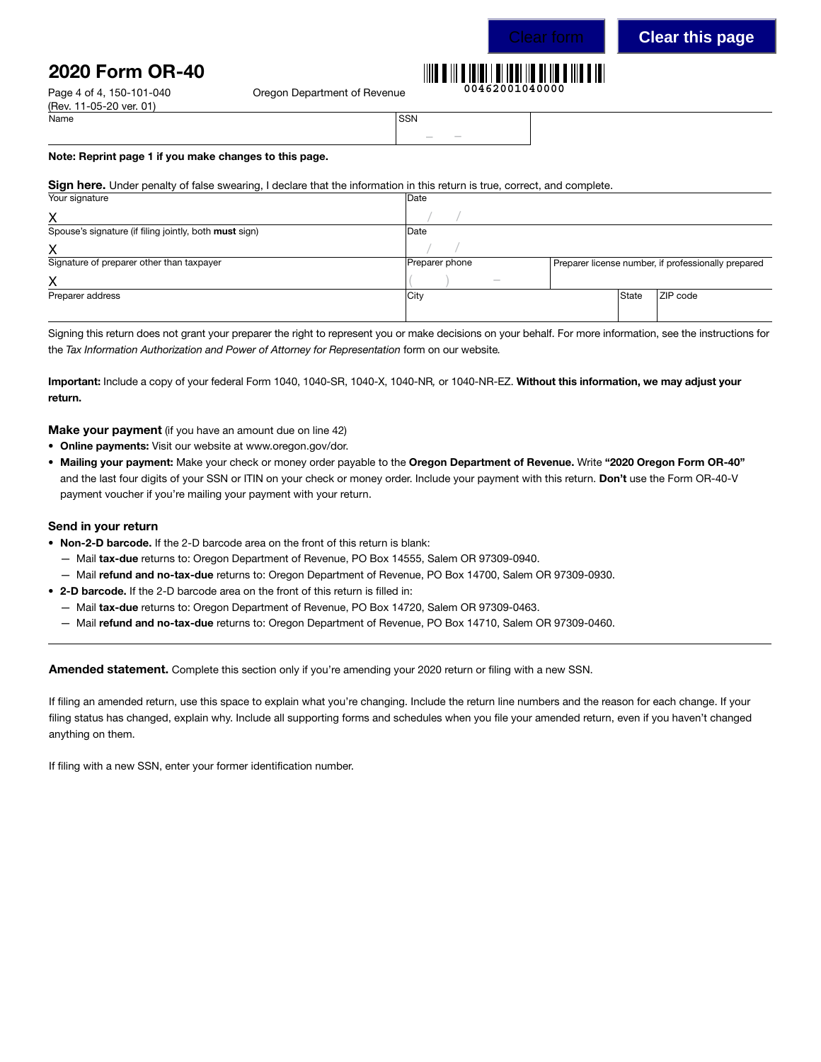# 2020 Form OR-40

Page 4 of 4, 150-101-040
(Rev. 11-05-20 ver. 01)

Oregon Department of Revenue

00462001040000

| Name | SSN |
|---|---|
| | – – |

**Note: Reprint page 1 if you make changes to this page.**

**Sign here.** Under penalty of false swearing, I declare that the information in this return is true, correct, and complete.

| Your signature | Date | | | |
|---|---|---|---|---|
| X | / / | | | |
| Spouse's signature (if filing jointly, both **must** sign) | Date | | | |
| X | / / | | | |
| Signature of preparer other than taxpayer | Preparer phone | Preparer license number, if professionally prepared | | |
| X | ( ) – | | | |
| Preparer address | City | | State | ZIP code |

Signing this return does not grant your preparer the right to represent you or make decisions on your behalf. For more information, see the instructions for the *Tax Information Authorization and Power of Attorney for Representation* form on our website.

**Important:** Include a copy of your federal Form 1040, 1040-SR, 1040-X, 1040-NR, or 1040-NR-EZ. **Without this information, we may adjust your return.**

**Make your payment** (if you have an amount due on line 42)

- **Online payments:** Visit our website at www.oregon.gov/dor.
- **Mailing your payment:** Make your check or money order payable to the **Oregon Department of Revenue.** Write **"2020 Oregon Form OR-40"** and the last four digits of your SSN or ITIN on your check or money order. Include your payment with this return. **Don't** use the Form OR-40-V payment voucher if you're mailing your payment with your return.

**Send in your return**

- **Non-2-D barcode.** If the 2-D barcode area on the front of this return is blank:
  - Mail **tax-due** returns to: Oregon Department of Revenue, PO Box 14555, Salem OR 97309-0940.
  - Mail **refund and no-tax-due** returns to: Oregon Department of Revenue, PO Box 14700, Salem OR 97309-0930.
- **2-D barcode.** If the 2-D barcode area on the front of this return is filled in:
  - Mail **tax-due** returns to: Oregon Department of Revenue, PO Box 14720, Salem OR 97309-0463.
  - Mail **refund and no-tax-due** returns to: Oregon Department of Revenue, PO Box 14710, Salem OR 97309-0460.

---

**Amended statement.** Complete this section only if you're amending your 2020 return or filing with a new SSN.

If filing an amended return, use this space to explain what you're changing. Include the return line numbers and the reason for each change. If your filing status has changed, explain why. Include all supporting forms and schedules when you file your amended return, even if you haven't changed anything on them.

If filing with a new SSN, enter your former identification number.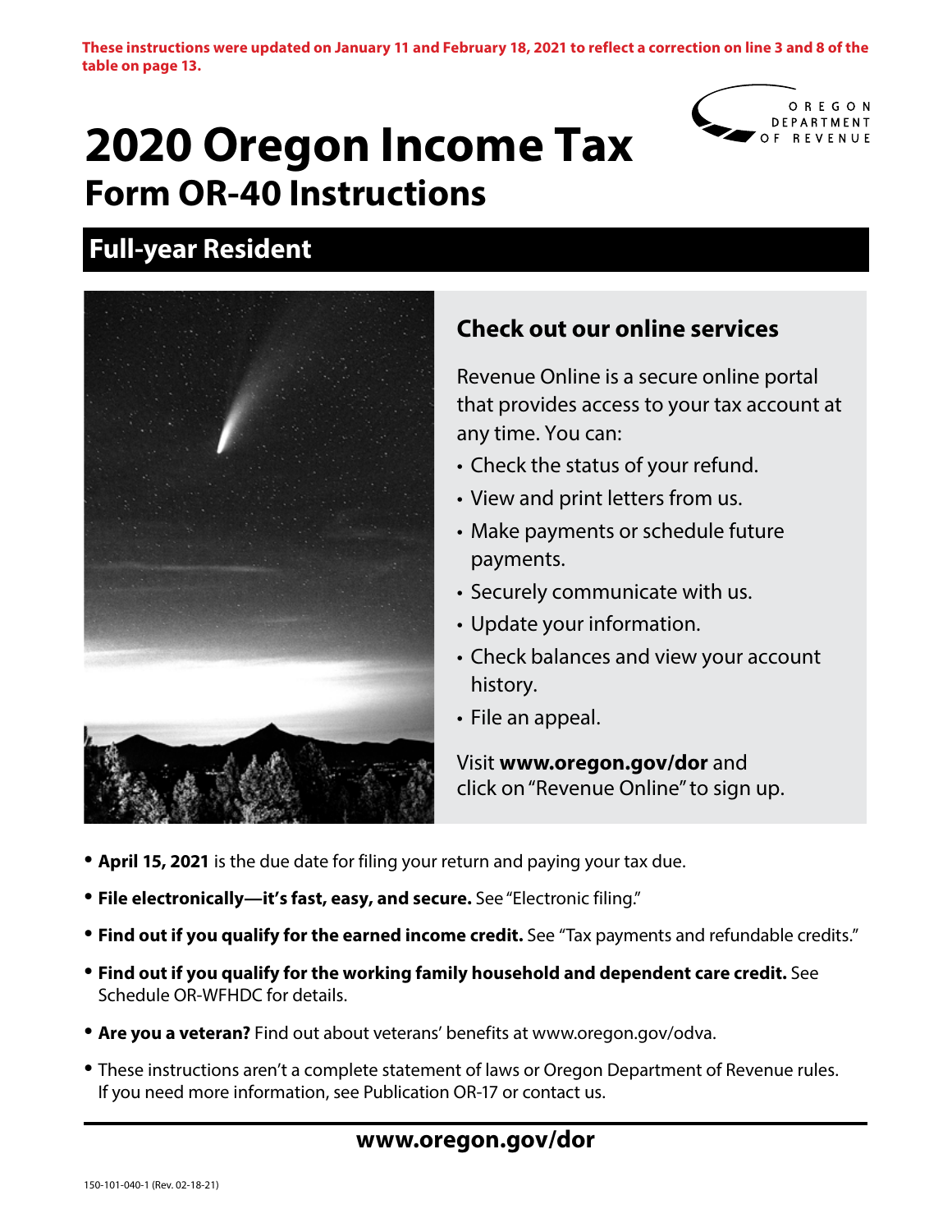**These instructions were updated on January 11 and February 18, 2021 to reflect a correction on line 3 and 8 of the table on page 13.**

OREGON DEPARTMENT OF REVENUE

# 2020 Oregon Income Tax

## Form OR-40 Instructions

## Full-year Resident

### Check out our online services

Revenue Online is a secure online portal that provides access to your tax account at any time. You can:

- Check the status of your refund.
- View and print letters from us.
- Make payments or schedule future payments.
- Securely communicate with us.
- Update your information.
- Check balances and view your account history.
- File an appeal.

Visit **www.oregon.gov/dor** and click on "Revenue Online" to sign up.

- **April 15, 2021** is the due date for filing your return and paying your tax due.
- **File electronically—it's fast, easy, and secure.** See "Electronic filing."
- **Find out if you qualify for the earned income credit.** See "Tax payments and refundable credits."
- **Find out if you qualify for the working family household and dependent care credit.** See Schedule OR-WFHDC for details.
- **Are you a veteran?** Find out about veterans' benefits at www.oregon.gov/odva.
- These instructions aren't a complete statement of laws or Oregon Department of Revenue rules. If you need more information, see Publication OR-17 or contact us.

**www.oregon.gov/dor**

150-101-040-1 (Rev. 02-18-21)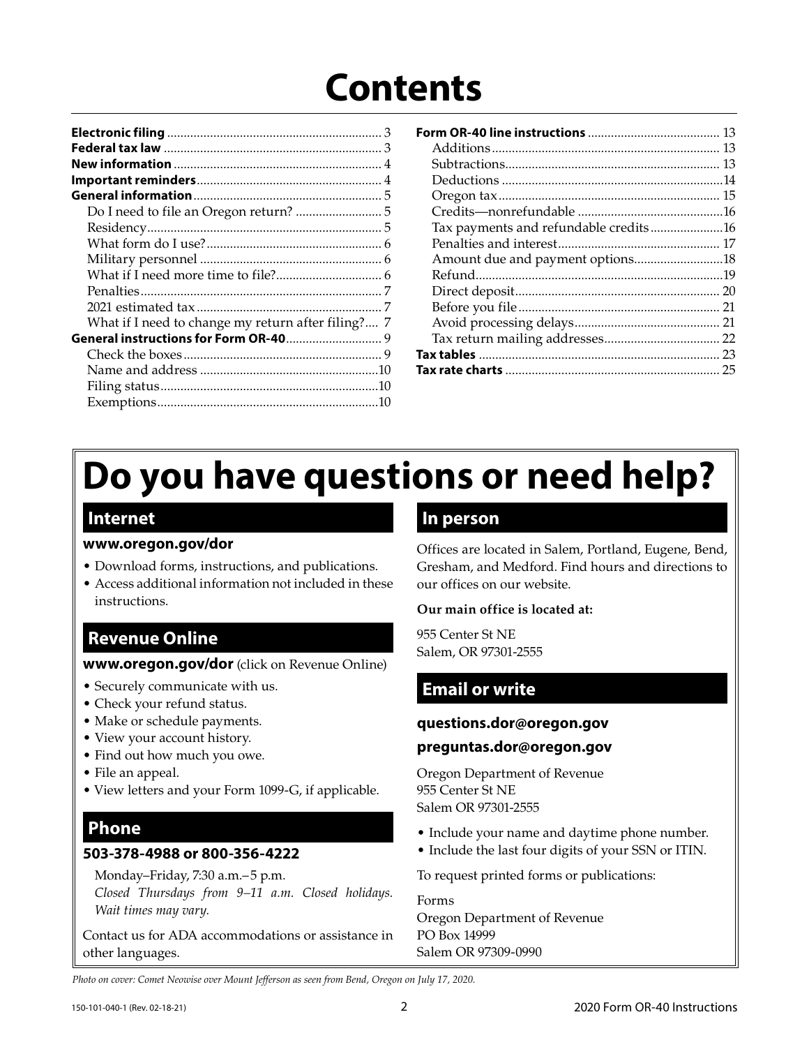# Contents

| | |
|---|---|
| **Electronic filing** | 3 |
| **Federal tax law** | 3 |
| **New information** | 4 |
| **Important reminders** | 4 |
| **General information** | 5 |
| Do I need to file an Oregon return? | 5 |
| Residency | 5 |
| What form do I use? | 6 |
| Military personnel | 6 |
| What if I need more time to file? | 6 |
| Penalties | 7 |
| 2021 estimated tax | 7 |
| What if I need to change my return after filing? | 7 |
| **General instructions for Form OR-40** | 9 |
| Check the boxes | 9 |
| Name and address | 10 |
| Filing status | 10 |
| Exemptions | 10 |
| **Form OR-40 line instructions** | 13 |
| Additions | 13 |
| Subtractions | 13 |
| Deductions | 14 |
| Oregon tax | 15 |
| Credits—nonrefundable | 16 |
| Tax payments and refundable credits | 16 |
| Penalties and interest | 17 |
| Amount due and payment options | 18 |
| Refund | 19 |
| Direct deposit | 20 |
| Before you file | 21 |
| Avoid processing delays | 21 |
| Tax return mailing addresses | 22 |
| **Tax tables** | 23 |
| **Tax rate charts** | 25 |

# Do you have questions or need help?

## Internet

**www.oregon.gov/dor**

- Download forms, instructions, and publications.
- Access additional information not included in these instructions.

## Revenue Online

**www.oregon.gov/dor** (click on Revenue Online)

- Securely communicate with us.
- Check your refund status.
- Make or schedule payments.
- View your account history.
- Find out how much you owe.
- File an appeal.
- View letters and your Form 1099-G, if applicable.

## Phone

**503-378-4988 or 800-356-4222**

Monday–Friday, 7:30 a.m.– 5 p.m.
*Closed Thursdays from 9–11 a.m. Closed holidays. Wait times may vary.*

Contact us for ADA accommodations or assistance in other languages.

## In person

Offices are located in Salem, Portland, Eugene, Bend, Gresham, and Medford. Find hours and directions to our offices on our website.

**Our main office is located at:**

955 Center St NE
Salem, OR 97301-2555

## Email or write

**questions.dor@oregon.gov**

**preguntas.dor@oregon.gov**

Oregon Department of Revenue
955 Center St NE
Salem OR 97301-2555

- Include your name and daytime phone number.
- Include the last four digits of your SSN or ITIN.

To request printed forms or publications:

Forms
Oregon Department of Revenue
PO Box 14999
Salem OR 97309-0990

*Photo on cover: Comet Neowise over Mount Jefferson as seen from Bend, Oregon on July 17, 2020.*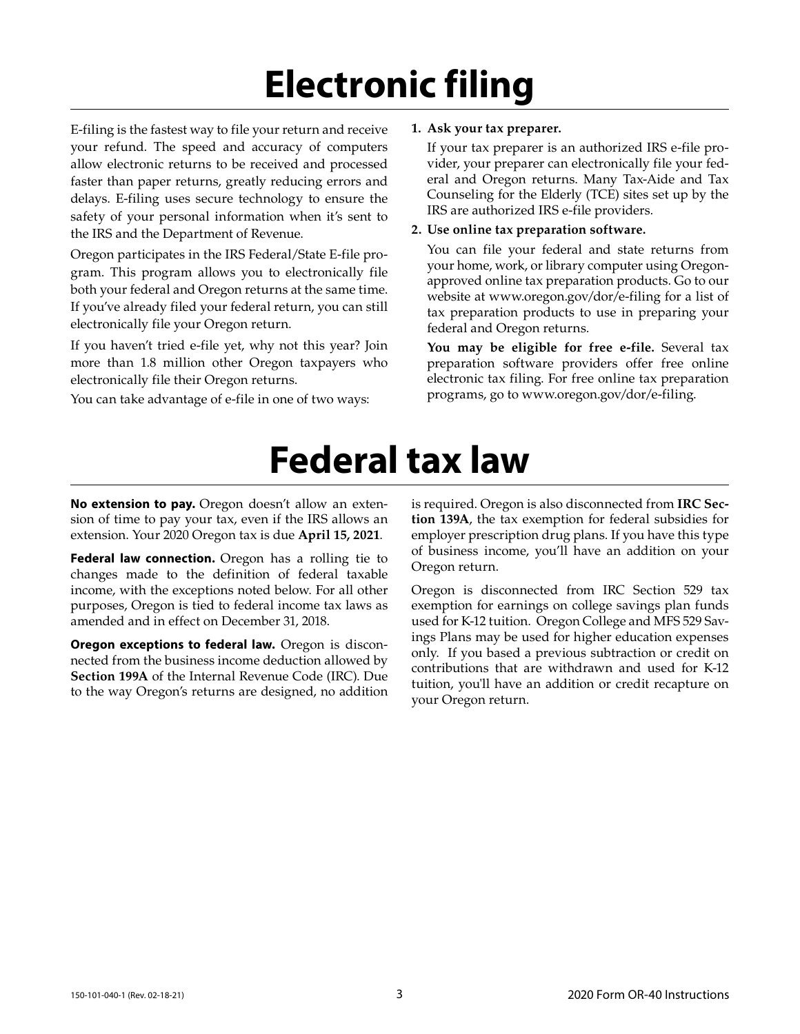# Electronic filing

E-filing is the fastest way to file your return and receive your refund. The speed and accuracy of computers allow electronic returns to be received and processed faster than paper returns, greatly reducing errors and delays. E-filing uses secure technology to ensure the safety of your personal information when it's sent to the IRS and the Department of Revenue.

Oregon participates in the IRS Federal/State E-file program. This program allows you to electronically file both your federal and Oregon returns at the same time. If you've already filed your federal return, you can still electronically file your Oregon return.

If you haven't tried e-file yet, why not this year? Join more than 1.8 million other Oregon taxpayers who electronically file their Oregon returns.

You can take advantage of e-file in one of two ways:

1. **Ask your tax preparer.**

   If your tax preparer is an authorized IRS e-file provider, your preparer can electronically file your federal and Oregon returns. Many Tax-Aide and Tax Counseling for the Elderly (TCE) sites set up by the IRS are authorized IRS e-file providers.

2. **Use online tax preparation software.**

   You can file your federal and state returns from your home, work, or library computer using Oregon-approved online tax preparation products. Go to our website at www.oregon.gov/dor/e-filing for a list of tax preparation products to use in preparing your federal and Oregon returns.

   **You may be eligible for free e-file.** Several tax preparation software providers offer free online electronic tax filing. For free online tax preparation programs, go to www.oregon.gov/dor/e-filing.

# Federal tax law

**No extension to pay.** Oregon doesn't allow an extension of time to pay your tax, even if the IRS allows an extension. Your 2020 Oregon tax is due **April 15, 2021**.

**Federal law connection.** Oregon has a rolling tie to changes made to the definition of federal taxable income, with the exceptions noted below. For all other purposes, Oregon is tied to federal income tax laws as amended and in effect on December 31, 2018.

**Oregon exceptions to federal law.** Oregon is disconnected from the business income deduction allowed by **Section 199A** of the Internal Revenue Code (IRC). Due to the way Oregon's returns are designed, no addition is required. Oregon is also disconnected from **IRC Section 139A**, the tax exemption for federal subsidies for employer prescription drug plans. If you have this type of business income, you'll have an addition on your Oregon return.

Oregon is disconnected from IRC Section 529 tax exemption for earnings on college savings plan funds used for K-12 tuition. Oregon College and MFS 529 Savings Plans may be used for higher education expenses only. If you based a previous subtraction or credit on contributions that are withdrawn and used for K-12 tuition, you'll have an addition or credit recapture on your Oregon return.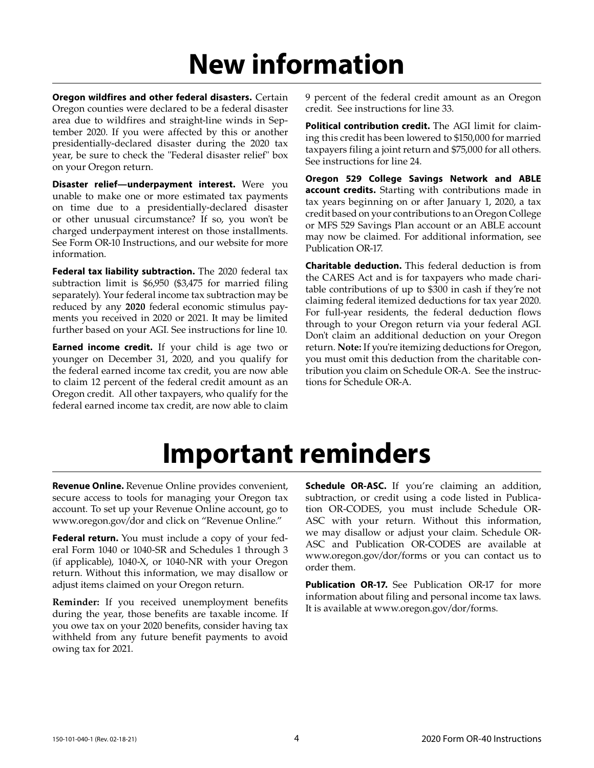# New information

**Oregon wildfires and other federal disasters.** Certain Oregon counties were declared to be a federal disaster area due to wildfires and straight-line winds in September 2020. If you were affected by this or another presidentially-declared disaster during the 2020 tax year, be sure to check the "Federal disaster relief" box on your Oregon return.

**Disaster relief—underpayment interest.** Were you unable to make one or more estimated tax payments on time due to a presidentially-declared disaster or other unusual circumstance? If so, you won't be charged underpayment interest on those installments. See Form OR-10 Instructions, and our website for more information.

**Federal tax liability subtraction.** The 2020 federal tax subtraction limit is $6,950 ($3,475 for married filing separately). Your federal income tax subtraction may be reduced by any **2020** federal economic stimulus payments you received in 2020 or 2021. It may be limited further based on your AGI. See instructions for line 10.

**Earned income credit.** If your child is age two or younger on December 31, 2020, and you qualify for the federal earned income tax credit, you are now able to claim 12 percent of the federal credit amount as an Oregon credit. All other taxpayers, who qualify for the federal earned income tax credit, are now able to claim 9 percent of the federal credit amount as an Oregon credit. See instructions for line 33.

**Political contribution credit.** The AGI limit for claiming this credit has been lowered to $150,000 for married taxpayers filing a joint return and $75,000 for all others. See instructions for line 24.

**Oregon 529 College Savings Network and ABLE account credits.** Starting with contributions made in tax years beginning on or after January 1, 2020, a tax credit based on your contributions to an Oregon College or MFS 529 Savings Plan account or an ABLE account may now be claimed. For additional information, see Publication OR-17.

**Charitable deduction.** This federal deduction is from the CARES Act and is for taxpayers who made charitable contributions of up to $300 in cash if they're not claiming federal itemized deductions for tax year 2020. For full-year residents, the federal deduction flows through to your Oregon return via your federal AGI. Don't claim an additional deduction on your Oregon return. **Note:** If you're itemizing deductions for Oregon, you must omit this deduction from the charitable contribution you claim on Schedule OR-A. See the instructions for Schedule OR-A.

# Important reminders

**Revenue Online.** Revenue Online provides convenient, secure access to tools for managing your Oregon tax account. To set up your Revenue Online account, go to www.oregon.gov/dor and click on "Revenue Online."

**Federal return.** You must include a copy of your federal Form 1040 or 1040-SR and Schedules 1 through 3 (if applicable), 1040-X, or 1040-NR with your Oregon return. Without this information, we may disallow or adjust items claimed on your Oregon return.

**Reminder:** If you received unemployment benefits during the year, those benefits are taxable income. If you owe tax on your 2020 benefits, consider having tax withheld from any future benefit payments to avoid owing tax for 2021.

**Schedule OR-ASC.** If you're claiming an addition, subtraction, or credit using a code listed in Publication OR-CODES, you must include Schedule OR-ASC with your return. Without this information, we may disallow or adjust your claim. Schedule OR-ASC and Publication OR-CODES are available at www.oregon.gov/dor/forms or you can contact us to order them.

**Publication OR-17.** See Publication OR-17 for more information about filing and personal income tax laws. It is available at www.oregon.gov/dor/forms.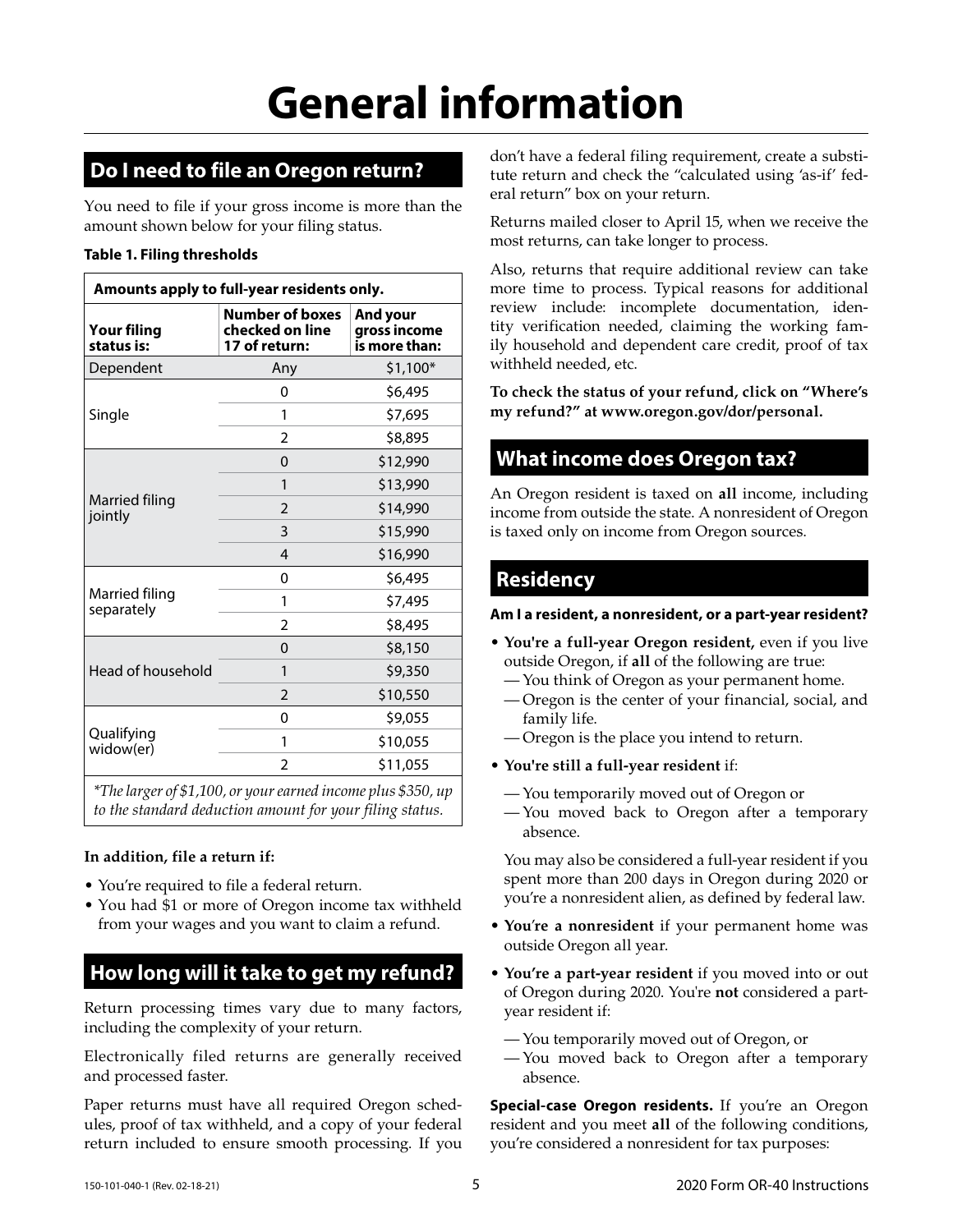# General information

## Do I need to file an Oregon return?

You need to file if your gross income is more than the amount shown below for your filing status.

**Table 1. Filing thresholds**

| Amounts apply to full-year residents only. | | |
|---|---|---|
| **Your filing status is:** | **Number of boxes checked on line 17 of return:** | **And your gross income is more than:** |
| Dependent | Any | $1,100* |
| Single | 0 | $6,495 |
| | 1 | $7,695 |
| | 2 | $8,895 |
| Married filing jointly | 0 | $12,990 |
| | 1 | $13,990 |
| | 2 | $14,990 |
| | 3 | $15,990 |
| | 4 | $16,990 |
| Married filing separately | 0 | $6,495 |
| | 1 | $7,495 |
| | 2 | $8,495 |
| Head of household | 0 | $8,150 |
| | 1 | $9,350 |
| | 2 | $10,550 |
| Qualifying widow(er) | 0 | $9,055 |
| | 1 | $10,055 |
| | 2 | $11,055 |

*\*The larger of $1,100, or your earned income plus $350, up to the standard deduction amount for your filing status.*

**In addition, file a return if:**

- You're required to file a federal return.
- You had $1 or more of Oregon income tax withheld from your wages and you want to claim a refund.

## How long will it take to get my refund?

Return processing times vary due to many factors, including the complexity of your return.

Electronically filed returns are generally received and processed faster.

Paper returns must have all required Oregon schedules, proof of tax withheld, and a copy of your federal return included to ensure smooth processing. If you don't have a federal filing requirement, create a substitute return and check the "calculated using 'as-if' federal return" box on your return.

Returns mailed closer to April 15, when we receive the most returns, can take longer to process.

Also, returns that require additional review can take more time to process. Typical reasons for additional review include: incomplete documentation, identity verification needed, claiming the working family household and dependent care credit, proof of tax withheld needed, etc.

**To check the status of your refund, click on "Where's my refund?" at www.oregon.gov/dor/personal.**

## What income does Oregon tax?

An Oregon resident is taxed on **all** income, including income from outside the state. A nonresident of Oregon is taxed only on income from Oregon sources.

## Residency

**Am I a resident, a nonresident, or a part-year resident?**

- **You're a full-year Oregon resident,** even if you live outside Oregon, if **all** of the following are true:
  - You think of Oregon as your permanent home.
  - Oregon is the center of your financial, social, and family life.
  - Oregon is the place you intend to return.
- **You're still a full-year resident** if:
  - You temporarily moved out of Oregon or
  - You moved back to Oregon after a temporary absence.

  You may also be considered a full-year resident if you spent more than 200 days in Oregon during 2020 or you're a nonresident alien, as defined by federal law.
- **You're a nonresident** if your permanent home was outside Oregon all year.
- **You're a part-year resident** if you moved into or out of Oregon during 2020. You're **not** considered a part-year resident if:
  - You temporarily moved out of Oregon, or
  - You moved back to Oregon after a temporary absence.

**Special-case Oregon residents.** If you're an Oregon resident and you meet **all** of the following conditions, you're considered a nonresident for tax purposes: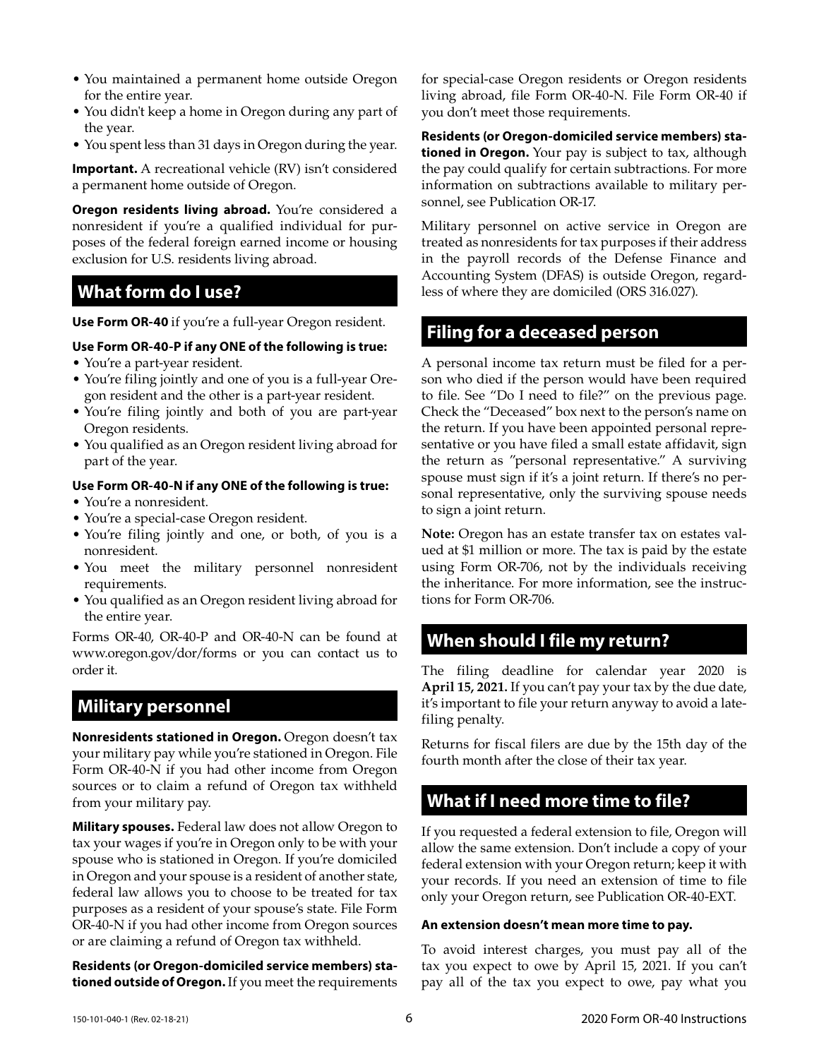- You maintained a permanent home outside Oregon for the entire year.
- You didn't keep a home in Oregon during any part of the year.
- You spent less than 31 days in Oregon during the year.

**Important.** A recreational vehicle (RV) isn't considered a permanent home outside of Oregon.

**Oregon residents living abroad.** You're considered a nonresident if you're a qualified individual for purposes of the federal foreign earned income or housing exclusion for U.S. residents living abroad.

## What form do I use?

**Use Form OR-40** if you're a full-year Oregon resident.

**Use Form OR-40-P if any ONE of the following is true:**

- You're a part-year resident.
- You're filing jointly and one of you is a full-year Oregon resident and the other is a part-year resident.
- You're filing jointly and both of you are part-year Oregon residents.
- You qualified as an Oregon resident living abroad for part of the year.

**Use Form OR-40-N if any ONE of the following is true:**

- You're a nonresident.
- You're a special-case Oregon resident.
- You're filing jointly and one, or both, of you is a nonresident.
- You meet the military personnel nonresident requirements.
- You qualified as an Oregon resident living abroad for the entire year.

Forms OR-40, OR-40-P and OR-40-N can be found at www.oregon.gov/dor/forms or you can contact us to order it.

## Military personnel

**Nonresidents stationed in Oregon.** Oregon doesn't tax your military pay while you're stationed in Oregon. File Form OR-40-N if you had other income from Oregon sources or to claim a refund of Oregon tax withheld from your military pay.

**Military spouses.** Federal law does not allow Oregon to tax your wages if you're in Oregon only to be with your spouse who is stationed in Oregon. If you're domiciled in Oregon and your spouse is a resident of another state, federal law allows you to choose to be treated for tax purposes as a resident of your spouse's state. File Form OR-40-N if you had other income from Oregon sources or are claiming a refund of Oregon tax withheld.

**Residents (or Oregon-domiciled service members) stationed outside of Oregon.** If you meet the requirements for special-case Oregon residents or Oregon residents living abroad, file Form OR-40-N. File Form OR-40 if you don't meet those requirements.

**Residents (or Oregon-domiciled service members) stationed in Oregon.** Your pay is subject to tax, although the pay could qualify for certain subtractions. For more information on subtractions available to military personnel, see Publication OR-17.

Military personnel on active service in Oregon are treated as nonresidents for tax purposes if their address in the payroll records of the Defense Finance and Accounting System (DFAS) is outside Oregon, regardless of where they are domiciled (ORS 316.027).

## Filing for a deceased person

A personal income tax return must be filed for a person who died if the person would have been required to file. See "Do I need to file?" on the previous page. Check the "Deceased" box next to the person's name on the return. If you have been appointed personal representative or you have filed a small estate affidavit, sign the return as "personal representative." A surviving spouse must sign if it's a joint return. If there's no personal representative, only the surviving spouse needs to sign a joint return.

**Note:** Oregon has an estate transfer tax on estates valued at $1 million or more. The tax is paid by the estate using Form OR-706, not by the individuals receiving the inheritance. For more information, see the instructions for Form OR-706.

## When should I file my return?

The filing deadline for calendar year 2020 is **April 15, 2021.** If you can't pay your tax by the due date, it's important to file your return anyway to avoid a late-filing penalty.

Returns for fiscal filers are due by the 15th day of the fourth month after the close of their tax year.

## What if I need more time to file?

If you requested a federal extension to file, Oregon will allow the same extension. Don't include a copy of your federal extension with your Oregon return; keep it with your records. If you need an extension of time to file only your Oregon return, see Publication OR-40-EXT.

**An extension doesn't mean more time to pay.**

To avoid interest charges, you must pay all of the tax you expect to owe by April 15, 2021. If you can't pay all of the tax you expect to owe, pay what you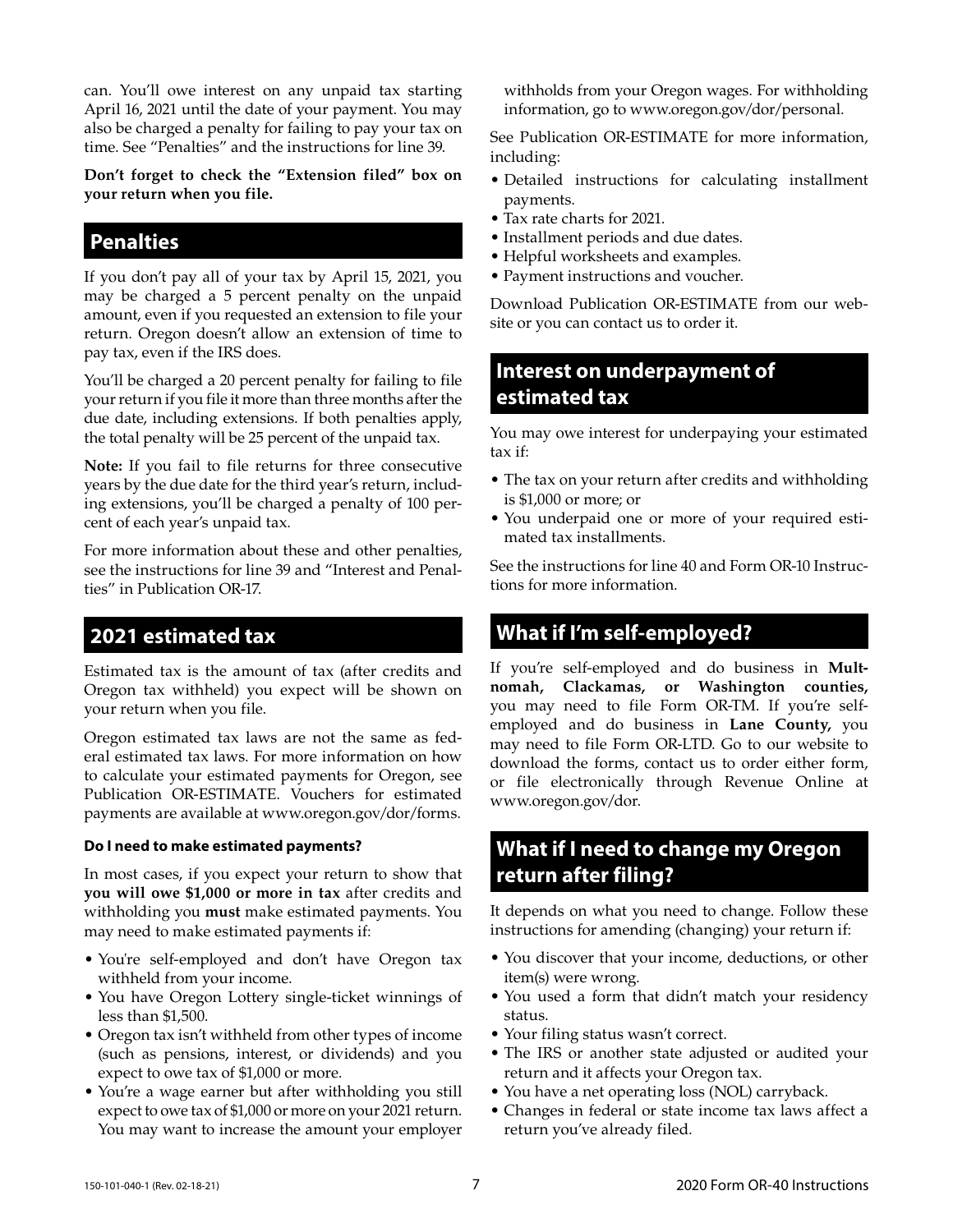can. You'll owe interest on any unpaid tax starting April 16, 2021 until the date of your payment. You may also be charged a penalty for failing to pay your tax on time. See "Penalties" and the instructions for line 39.

**Don't forget to check the "Extension filed" box on your return when you file.**

## Penalties

If you don't pay all of your tax by April 15, 2021, you may be charged a 5 percent penalty on the unpaid amount, even if you requested an extension to file your return. Oregon doesn't allow an extension of time to pay tax, even if the IRS does.

You'll be charged a 20 percent penalty for failing to file your return if you file it more than three months after the due date, including extensions. If both penalties apply, the total penalty will be 25 percent of the unpaid tax.

**Note:** If you fail to file returns for three consecutive years by the due date for the third year's return, including extensions, you'll be charged a penalty of 100 percent of each year's unpaid tax.

For more information about these and other penalties, see the instructions for line 39 and "Interest and Penalties" in Publication OR-17.

## 2021 estimated tax

Estimated tax is the amount of tax (after credits and Oregon tax withheld) you expect will be shown on your return when you file.

Oregon estimated tax laws are not the same as federal estimated tax laws. For more information on how to calculate your estimated payments for Oregon, see Publication OR-ESTIMATE. Vouchers for estimated payments are available at www.oregon.gov/dor/forms.

#### Do I need to make estimated payments?

In most cases, if you expect your return to show that **you will owe $1,000 or more in tax** after credits and withholding you **must** make estimated payments. You may need to make estimated payments if:

- You're self-employed and don't have Oregon tax withheld from your income.
- You have Oregon Lottery single-ticket winnings of less than $1,500.
- Oregon tax isn't withheld from other types of income (such as pensions, interest, or dividends) and you expect to owe tax of $1,000 or more.
- You're a wage earner but after withholding you still expect to owe tax of $1,000 or more on your 2021 return. You may want to increase the amount your employer withholds from your Oregon wages. For withholding information, go to www.oregon.gov/dor/personal.

See Publication OR-ESTIMATE for more information, including:

- Detailed instructions for calculating installment payments.
- Tax rate charts for 2021.
- Installment periods and due dates.
- Helpful worksheets and examples.
- Payment instructions and voucher.

Download Publication OR-ESTIMATE from our website or you can contact us to order it.

## Interest on underpayment of estimated tax

You may owe interest for underpaying your estimated tax if:

- The tax on your return after credits and withholding is $1,000 or more; or
- You underpaid one or more of your required estimated tax installments.

See the instructions for line 40 and Form OR-10 Instructions for more information.

## What if I'm self-employed?

If you're self-employed and do business in **Multnomah, Clackamas, or Washington counties,** you may need to file Form OR-TM. If you're self-employed and do business in **Lane County,** you may need to file Form OR-LTD. Go to our website to download the forms, contact us to order either form, or file electronically through Revenue Online at www.oregon.gov/dor.

## What if I need to change my Oregon return after filing?

It depends on what you need to change. Follow these instructions for amending (changing) your return if:

- You discover that your income, deductions, or other item(s) were wrong.
- You used a form that didn't match your residency status.
- Your filing status wasn't correct.
- The IRS or another state adjusted or audited your return and it affects your Oregon tax.
- You have a net operating loss (NOL) carryback.
- Changes in federal or state income tax laws affect a return you've already filed.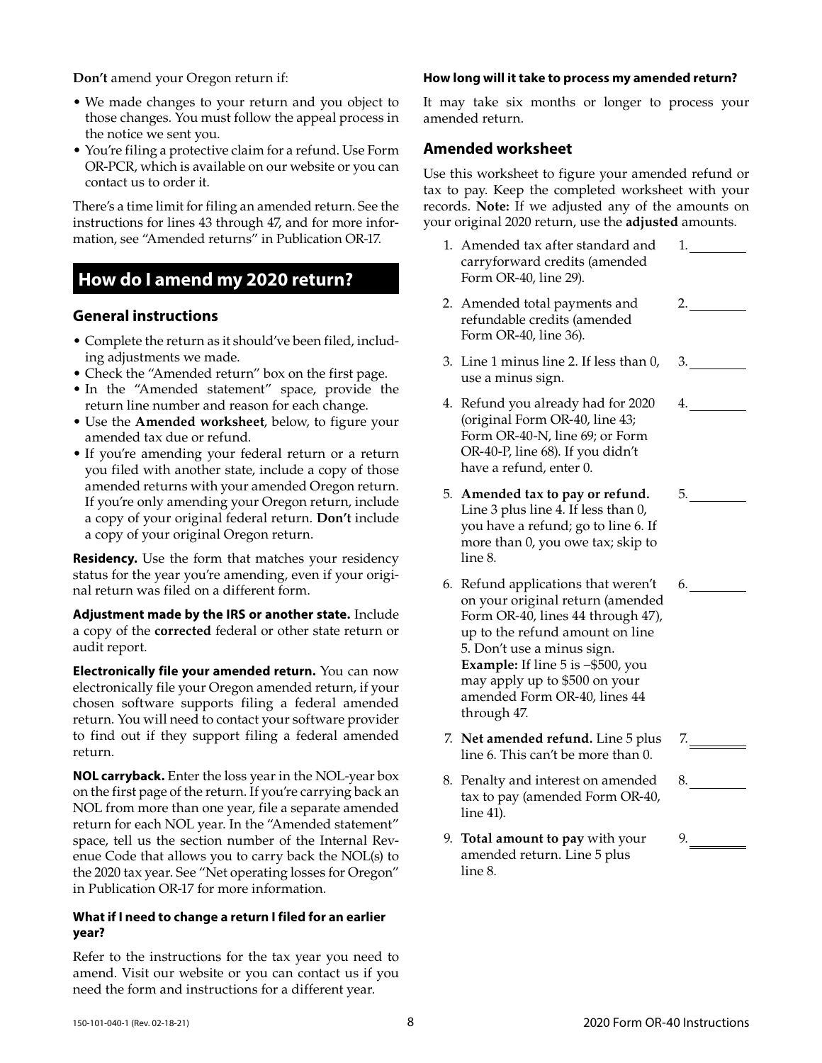**Don't** amend your Oregon return if:

- We made changes to your return and you object to those changes. You must follow the appeal process in the notice we sent you.
- You're filing a protective claim for a refund. Use Form OR-PCR, which is available on our website or you can contact us to order it.

There's a time limit for filing an amended return. See the instructions for lines 43 through 47, and for more information, see "Amended returns" in Publication OR-17.

## How do I amend my 2020 return?

### General instructions

- Complete the return as it should've been filed, including adjustments we made.
- Check the "Amended return" box on the first page.
- In the "Amended statement" space, provide the return line number and reason for each change.
- Use the **Amended worksheet**, below, to figure your amended tax due or refund.
- If you're amending your federal return or a return you filed with another state, include a copy of those amended returns with your amended Oregon return. If you're only amending your Oregon return, include a copy of your original federal return. **Don't** include a copy of your original Oregon return.

**Residency.** Use the form that matches your residency status for the year you're amending, even if your original return was filed on a different form.

**Adjustment made by the IRS or another state.** Include a copy of the **corrected** federal or other state return or audit report.

**Electronically file your amended return.** You can now electronically file your Oregon amended return, if your chosen software supports filing a federal amended return. You will need to contact your software provider to find out if they support filing a federal amended return.

**NOL carryback.** Enter the loss year in the NOL-year box on the first page of the return. If you're carrying back an NOL from more than one year, file a separate amended return for each NOL year. In the "Amended statement" space, tell us the section number of the Internal Revenue Code that allows you to carry back the NOL(s) to the 2020 tax year. See "Net operating losses for Oregon" in Publication OR-17 for more information.

#### What if I need to change a return I filed for an earlier year?

Refer to the instructions for the tax year you need to amend. Visit our website or you can contact us if you need the form and instructions for a different year.

#### How long will it take to process my amended return?

It may take six months or longer to process your amended return.

### Amended worksheet

Use this worksheet to figure your amended refund or tax to pay. Keep the completed worksheet with your records. **Note:** If we adjusted any of the amounts on your original 2020 return, use the **adjusted** amounts.

1. Amended tax after standard and carryforward credits (amended Form OR-40, line 29). 1. ________
2. Amended total payments and refundable credits (amended Form OR-40, line 36). 2. ________
3. Line 1 minus line 2. If less than 0, use a minus sign. 3. ________
4. Refund you already had for 2020 (original Form OR-40, line 43; Form OR-40-N, line 69; or Form OR-40-P, line 68). If you didn't have a refund, enter 0. 4. ________
5. **Amended tax to pay or refund.** Line 3 plus line 4. If less than 0, you have a refund; go to line 6. If more than 0, you owe tax; skip to line 8. 5. ________
6. Refund applications that weren't on your original return (amended Form OR-40, lines 44 through 47), up to the refund amount on line 5. Don't use a minus sign. **Example:** If line 5 is –$500, you may apply up to $500 on your amended Form OR-40, lines 44 through 47. 6. ________
7. **Net amended refund.** Line 5 plus line 6. This can't be more than 0. 7. ________
8. Penalty and interest on amended tax to pay (amended Form OR-40, line 41). 8. ________
9. **Total amount to pay** with your amended return. Line 5 plus line 8. 9. ________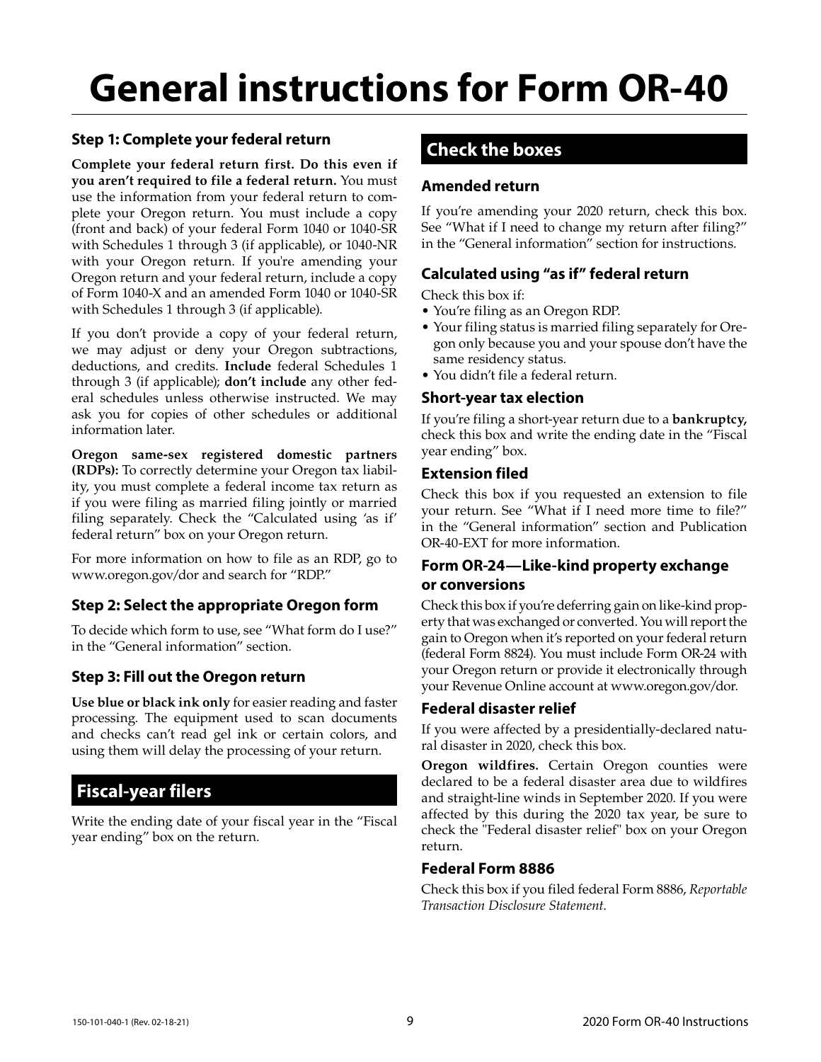# General instructions for Form OR-40

### Step 1: Complete your federal return

**Complete your federal return first. Do this even if you aren't required to file a federal return.** You must use the information from your federal return to complete your Oregon return. You must include a copy (front and back) of your federal Form 1040 or 1040-SR with Schedules 1 through 3 (if applicable), or 1040-NR with your Oregon return. If you're amending your Oregon return and your federal return, include a copy of Form 1040-X and an amended Form 1040 or 1040-SR with Schedules 1 through 3 (if applicable).

If you don't provide a copy of your federal return, we may adjust or deny your Oregon subtractions, deductions, and credits. **Include** federal Schedules 1 through 3 (if applicable); **don't include** any other federal schedules unless otherwise instructed. We may ask you for copies of other schedules or additional information later.

**Oregon same-sex registered domestic partners (RDPs):** To correctly determine your Oregon tax liability, you must complete a federal income tax return as if you were filing as married filing jointly or married filing separately. Check the "Calculated using 'as if' federal return" box on your Oregon return.

For more information on how to file as an RDP, go to www.oregon.gov/dor and search for "RDP."

### Step 2: Select the appropriate Oregon form

To decide which form to use, see "What form do I use?" in the "General information" section.

### Step 3: Fill out the Oregon return

**Use blue or black ink only** for easier reading and faster processing. The equipment used to scan documents and checks can't read gel ink or certain colors, and using them will delay the processing of your return.

## Fiscal-year filers

Write the ending date of your fiscal year in the "Fiscal year ending" box on the return.

## Check the boxes

### Amended return

If you're amending your 2020 return, check this box. See "What if I need to change my return after filing?" in the "General information" section for instructions.

### Calculated using "as if" federal return

Check this box if:

- You're filing as an Oregon RDP.
- Your filing status is married filing separately for Oregon only because you and your spouse don't have the same residency status.
- You didn't file a federal return.

### Short-year tax election

If you're filing a short-year return due to a **bankruptcy,** check this box and write the ending date in the "Fiscal year ending" box.

### Extension filed

Check this box if you requested an extension to file your return. See "What if I need more time to file?" in the "General information" section and Publication OR-40-EXT for more information.

### Form OR-24—Like-kind property exchange or conversions

Check this box if you're deferring gain on like-kind property that was exchanged or converted. You will report the gain to Oregon when it's reported on your federal return (federal Form 8824). You must include Form OR-24 with your Oregon return or provide it electronically through your Revenue Online account at www.oregon.gov/dor.

### Federal disaster relief

If you were affected by a presidentially-declared natural disaster in 2020, check this box.

**Oregon wildfires.** Certain Oregon counties were declared to be a federal disaster area due to wildfires and straight-line winds in September 2020. If you were affected by this during the 2020 tax year, be sure to check the "Federal disaster relief" box on your Oregon return.

### Federal Form 8886

Check this box if you filed federal Form 8886, *Reportable Transaction Disclosure Statement*.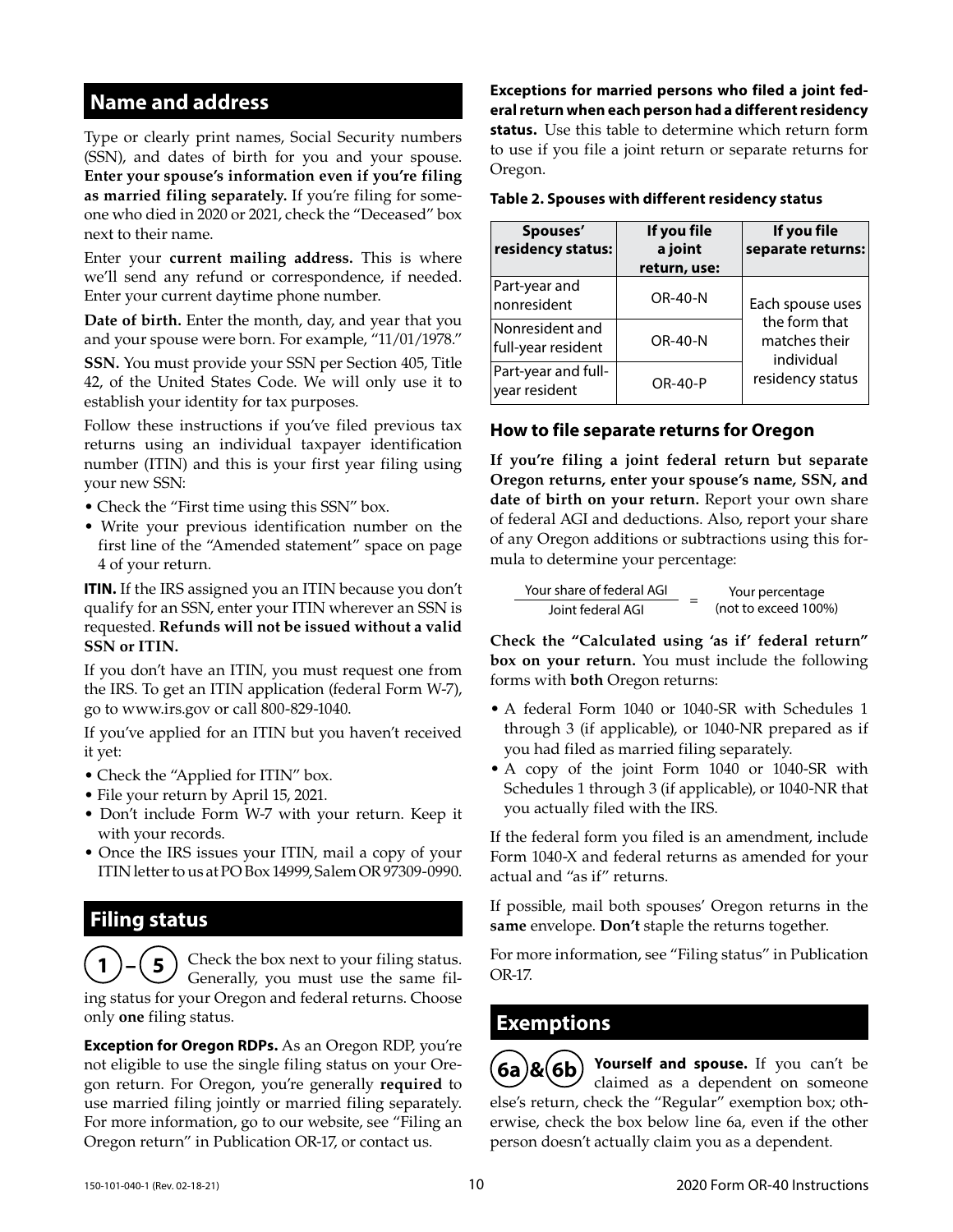## Name and address

Type or clearly print names, Social Security numbers (SSN), and dates of birth for you and your spouse. **Enter your spouse's information even if you're filing as married filing separately.** If you're filing for someone who died in 2020 or 2021, check the "Deceased" box next to their name.

Enter your **current mailing address.** This is where we'll send any refund or correspondence, if needed. Enter your current daytime phone number.

**Date of birth.** Enter the month, day, and year that you and your spouse were born. For example, "11/01/1978."

**SSN.** You must provide your SSN per Section 405, Title 42, of the United States Code. We will only use it to establish your identity for tax purposes.

Follow these instructions if you've filed previous tax returns using an individual taxpayer identification number (ITIN) and this is your first year filing using your new SSN:

- Check the "First time using this SSN" box.
- Write your previous identification number on the first line of the "Amended statement" space on page 4 of your return.

**ITIN.** If the IRS assigned you an ITIN because you don't qualify for an SSN, enter your ITIN wherever an SSN is requested. **Refunds will not be issued without a valid SSN or ITIN.**

If you don't have an ITIN, you must request one from the IRS. To get an ITIN application (federal Form W-7), go to www.irs.gov or call 800-829-1040.

If you've applied for an ITIN but you haven't received it yet:

- Check the "Applied for ITIN" box.
- File your return by April 15, 2021.
- Don't include Form W-7 with your return. Keep it with your records.
- Once the IRS issues your ITIN, mail a copy of your ITIN letter to us at PO Box 14999, Salem OR 97309-0990.

## Filing status

**1 – 5** Check the box next to your filing status. Generally, you must use the same filing status for your Oregon and federal returns. Choose only **one** filing status.

**Exception for Oregon RDPs.** As an Oregon RDP, you're not eligible to use the single filing status on your Oregon return. For Oregon, you're generally **required** to use married filing jointly or married filing separately. For more information, go to our website, see "Filing an Oregon return" in Publication OR-17, or contact us.

**Exceptions for married persons who filed a joint federal return when each person had a different residency status.** Use this table to determine which return form to use if you file a joint return or separate returns for Oregon.

**Table 2. Spouses with different residency status**

| Spouses' residency status: | If you file a joint return, use: | If you file separate returns: |
|---|---|---|
| Part-year and nonresident | OR-40-N | Each spouse uses the form that matches their individual residency status |
| Nonresident and full-year resident | OR-40-N | |
| Part-year and full-year resident | OR-40-P | |

### How to file separate returns for Oregon

**If you're filing a joint federal return but separate Oregon returns, enter your spouse's name, SSN, and date of birth on your return.** Report your own share of federal AGI and deductions. Also, report your share of any Oregon additions or subtractions using this formula to determine your percentage:

$$\frac{\text{Your share of federal AGI}}{\text{Joint federal AGI}} = \text{Your percentage (not to exceed 100\%)}$$

**Check the "Calculated using 'as if' federal return" box on your return.** You must include the following forms with **both** Oregon returns:

- A federal Form 1040 or 1040-SR with Schedules 1 through 3 (if applicable), or 1040-NR prepared as if you had filed as married filing separately.
- A copy of the joint Form 1040 or 1040-SR with Schedules 1 through 3 (if applicable), or 1040-NR that you actually filed with the IRS.

If the federal form you filed is an amendment, include Form 1040-X and federal returns as amended for your actual and "as if" returns.

If possible, mail both spouses' Oregon returns in the **same** envelope. **Don't** staple the returns together.

For more information, see "Filing status" in Publication OR-17.

## Exemptions

**6a & 6b** **Yourself and spouse.** If you can't be claimed as a dependent on someone else's return, check the "Regular" exemption box; otherwise, check the box below line 6a, even if the other person doesn't actually claim you as a dependent.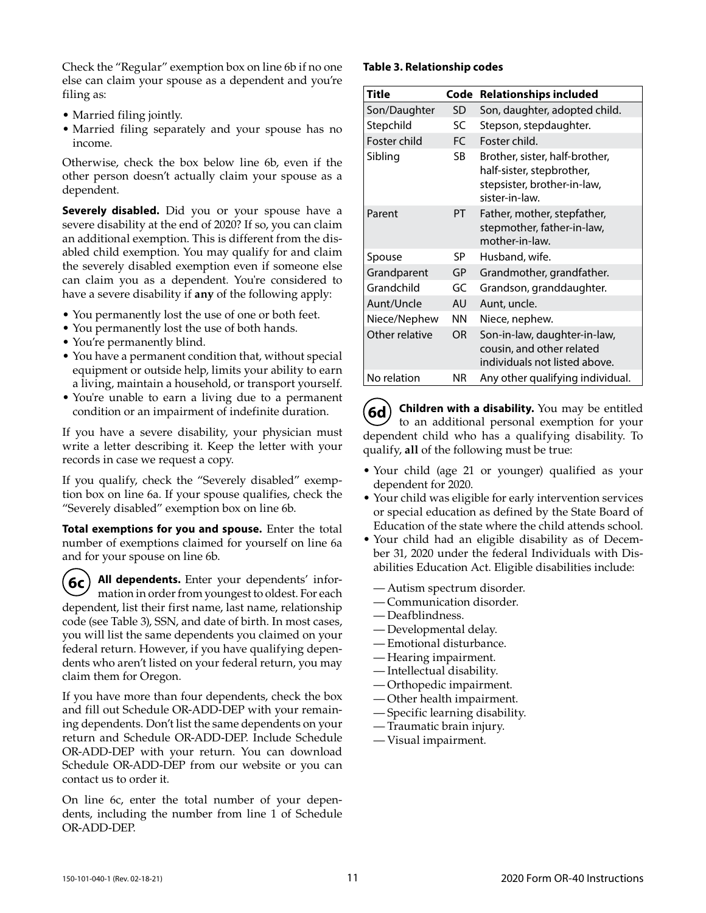Check the "Regular" exemption box on line 6b if no one else can claim your spouse as a dependent and you're filing as:

- Married filing jointly.
- Married filing separately and your spouse has no income.

Otherwise, check the box below line 6b, even if the other person doesn't actually claim your spouse as a dependent.

**Severely disabled.** Did you or your spouse have a severe disability at the end of 2020? If so, you can claim an additional exemption. This is different from the disabled child exemption. You may qualify for and claim the severely disabled exemption even if someone else can claim you as a dependent. You're considered to have a severe disability if **any** of the following apply:

- You permanently lost the use of one or both feet.
- You permanently lost the use of both hands.
- You're permanently blind.
- You have a permanent condition that, without special equipment or outside help, limits your ability to earn a living, maintain a household, or transport yourself.
- You're unable to earn a living due to a permanent condition or an impairment of indefinite duration.

If you have a severe disability, your physician must write a letter describing it. Keep the letter with your records in case we request a copy.

If you qualify, check the "Severely disabled" exemption box on line 6a. If your spouse qualifies, check the "Severely disabled" exemption box on line 6b.

**Total exemptions for you and spouse.** Enter the total number of exemptions claimed for yourself on line 6a and for your spouse on line 6b.

**6c** **All dependents.** Enter your dependents' information in order from youngest to oldest. For each dependent, list their first name, last name, relationship code (see Table 3), SSN, and date of birth. In most cases, you will list the same dependents you claimed on your federal return. However, if you have qualifying dependents who aren't listed on your federal return, you may claim them for Oregon.

If you have more than four dependents, check the box and fill out Schedule OR-ADD-DEP with your remaining dependents. Don't list the same dependents on your return and Schedule OR-ADD-DEP. Include Schedule OR-ADD-DEP with your return. You can download Schedule OR-ADD-DEP from our website or you can contact us to order it.

On line 6c, enter the total number of your dependents, including the number from line 1 of Schedule OR-ADD-DEP.

**Table 3. Relationship codes**

| Title | Code | Relationships included |
|---|---|---|
| Son/Daughter | SD | Son, daughter, adopted child. |
| Stepchild | SC | Stepson, stepdaughter. |
| Foster child | FC | Foster child. |
| Sibling | SB | Brother, sister, half-brother, half-sister, stepbrother, stepsister, brother-in-law, sister-in-law. |
| Parent | PT | Father, mother, stepfather, stepmother, father-in-law, mother-in-law. |
| Spouse | SP | Husband, wife. |
| Grandparent | GP | Grandmother, grandfather. |
| Grandchild | GC | Grandson, granddaughter. |
| Aunt/Uncle | AU | Aunt, uncle. |
| Niece/Nephew | NN | Niece, nephew. |
| Other relative | OR | Son-in-law, daughter-in-law, cousin, and other related individuals not listed above. |
| No relation | NR | Any other qualifying individual. |

**6d** **Children with a disability.** You may be entitled to an additional personal exemption for your dependent child who has a qualifying disability. To qualify, **all** of the following must be true:

- Your child (age 21 or younger) qualified as your dependent for 2020.
- Your child was eligible for early intervention services or special education as defined by the State Board of Education of the state where the child attends school.
- Your child had an eligible disability as of December 31, 2020 under the federal Individuals with Disabilities Education Act. Eligible disabilities include:
  - — Autism spectrum disorder.
  - — Communication disorder.
  - — Deafblindness.
  - — Developmental delay.
  - — Emotional disturbance.
  - — Hearing impairment.
  - — Intellectual disability.
  - — Orthopedic impairment.
  - — Other health impairment.
  - — Specific learning disability.
  - — Traumatic brain injury.
  - — Visual impairment.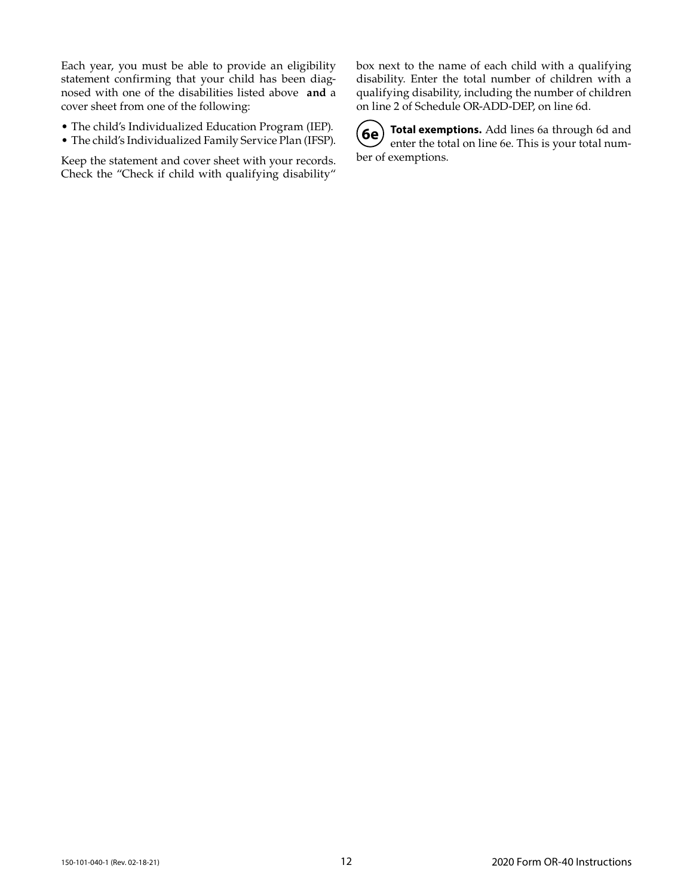Each year, you must be able to provide an eligibility statement confirming that your child has been diagnosed with one of the disabilities listed above **and** a cover sheet from one of the following:

- The child's Individualized Education Program (IEP).
- The child's Individualized Family Service Plan (IFSP).

Keep the statement and cover sheet with your records. Check the "Check if child with qualifying disability" box next to the name of each child with a qualifying disability. Enter the total number of children with a qualifying disability, including the number of children on line 2 of Schedule OR-ADD-DEP, on line 6d.

**6e** **Total exemptions.** Add lines 6a through 6d and enter the total on line 6e. This is your total number of exemptions.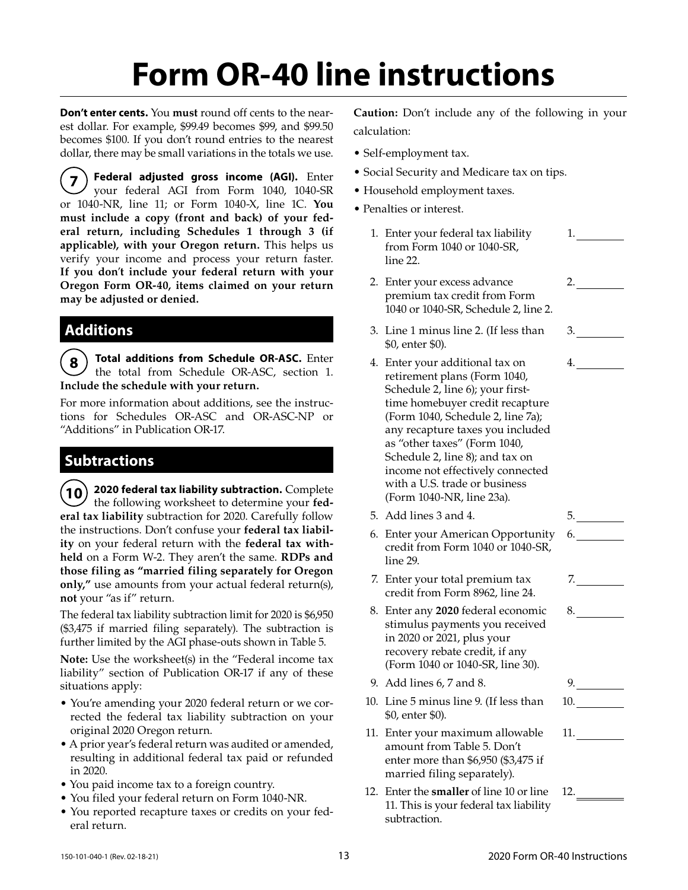# Form OR-40 line instructions

**Don't enter cents.** You **must** round off cents to the nearest dollar. For example, $99.49 becomes $99, and $99.50 becomes $100. If you don't round entries to the nearest dollar, there may be small variations in the totals we use.

**7** **Federal adjusted gross income (AGI).** Enter your federal AGI from Form 1040, 1040-SR or 1040-NR, line 11; or Form 1040-X, line 1C. **You must include a copy (front and back) of your federal return, including Schedules 1 through 3 (if applicable), with your Oregon return.** This helps us verify your income and process your return faster. **If you don't include your federal return with your Oregon Form OR-40, items claimed on your return may be adjusted or denied.**

## Additions

**8** **Total additions from Schedule OR-ASC.** Enter the total from Schedule OR-ASC, section 1. **Include the schedule with your return.**

For more information about additions, see the instructions for Schedules OR-ASC and OR-ASC-NP or "Additions" in Publication OR-17.

## Subtractions

**10** **2020 federal tax liability subtraction.** Complete the following worksheet to determine your **federal tax liability** subtraction for 2020. Carefully follow the instructions. Don't confuse your **federal tax liability** on your federal return with the **federal tax withheld** on a Form W-2. They aren't the same. **RDPs and those filing as "married filing separately for Oregon only,"** use amounts from your actual federal return(s), **not** your "as if" return.

The federal tax liability subtraction limit for 2020 is $6,950 ($3,475 if married filing separately). The subtraction is further limited by the AGI phase-outs shown in Table 5.

**Note:** Use the worksheet(s) in the "Federal income tax liability" section of Publication OR-17 if any of these situations apply:

- You're amending your 2020 federal return or we corrected the federal tax liability subtraction on your original 2020 Oregon return.
- A prior year's federal return was audited or amended, resulting in additional federal tax paid or refunded in 2020.
- You paid income tax to a foreign country.
- You filed your federal return on Form 1040-NR.
- You reported recapture taxes or credits on your federal return.

**Caution:** Don't include any of the following in your calculation:

- Self-employment tax.
- Social Security and Medicare tax on tips.
- Household employment taxes.
- Penalties or interest.

1. Enter your federal tax liability from Form 1040 or 1040-SR, line 22. 1. ________
2. Enter your excess advance premium tax credit from Form 1040 or 1040-SR, Schedule 2, line 2. 2. ________
3. Line 1 minus line 2. (If less than $0, enter $0). 3. ________
4. Enter your additional tax on retirement plans (Form 1040, Schedule 2, line 6); your first-time homebuyer credit recapture (Form 1040, Schedule 2, line 7a); any recapture taxes you included as "other taxes" (Form 1040, Schedule 2, line 8); and tax on income not effectively connected with a U.S. trade or business (Form 1040-NR, line 23a). 4. ________
5. Add lines 3 and 4. 5. ________
6. Enter your American Opportunity credit from Form 1040 or 1040-SR, line 29. 6. ________
7. Enter your total premium tax credit from Form 8962, line 24. 7. ________
8. Enter any **2020** federal economic stimulus payments you received in 2020 or 2021, plus your recovery rebate credit, if any (Form 1040 or 1040-SR, line 30). 8. ________
9. Add lines 6, 7 and 8. 9. ________
10. Line 5 minus line 9. (If less than $0, enter $0). 10. ________
11. Enter your maximum allowable amount from Table 5. Don't enter more than $6,950 ($3,475 if married filing separately). 11. ________
12. Enter the **smaller** of line 10 or line 11. This is your federal tax liability subtraction. 12. ________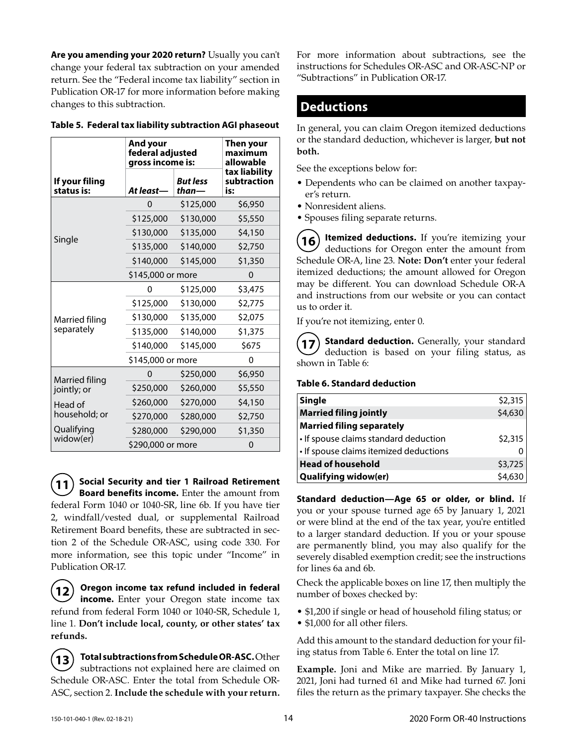**Are you amending your 2020 return?** Usually you can't change your federal tax subtraction on your amended return. See the "Federal income tax liability" section in Publication OR-17 for more information before making changes to this subtraction.

**Table 5. Federal tax liability subtraction AGI phaseout**

| If your filing status is: | And your federal adjusted gross income is: At least— | But less than— | Then your maximum allowable tax liability subtraction is: |
|---|---|---|---|
| Single | 0 | $125,000 | $6,950 |
| | $125,000 | $130,000 | $5,550 |
| | $130,000 | $135,000 | $4,150 |
| | $135,000 | $140,000 | $2,750 |
| | $140,000 | $145,000 | $1,350 |
| | $145,000 or more | | 0 |
| Married filing separately | 0 | $125,000 | $3,475 |
| | $125,000 | $130,000 | $2,775 |
| | $130,000 | $135,000 | $2,075 |
| | $135,000 | $140,000 | $1,375 |
| | $140,000 | $145,000 | $675 |
| | $145,000 or more | | 0 |
| Married filing jointly; or Head of household; or Qualifying widow(er) | 0 | $250,000 | $6,950 |
| | $250,000 | $260,000 | $5,550 |
| | $260,000 | $270,000 | $4,150 |
| | $270,000 | $280,000 | $2,750 |
| | $280,000 | $290,000 | $1,350 |
| | $290,000 or more | | 0 |

**11** **Social Security and tier 1 Railroad Retirement Board benefits income.** Enter the amount from federal Form 1040 or 1040-SR, line 6b. If you have tier 2, windfall/vested dual, or supplemental Railroad Retirement Board benefits, these are subtracted in section 2 of the Schedule OR-ASC, using code 330. For more information, see this topic under "Income" in Publication OR-17.

**12** **Oregon income tax refund included in federal income.** Enter your Oregon state income tax refund from federal Form 1040 or 1040-SR, Schedule 1, line 1. **Don't include local, county, or other states' tax refunds.**

**13** **Total subtractions from Schedule OR-ASC.** Other subtractions not explained here are claimed on Schedule OR-ASC. Enter the total from Schedule OR-ASC, section 2. **Include the schedule with your return.**

For more information about subtractions, see the instructions for Schedules OR-ASC and OR-ASC-NP or "Subtractions" in Publication OR-17.

## Deductions

In general, you can claim Oregon itemized deductions or the standard deduction, whichever is larger, **but not both.**

See the exceptions below for:

- Dependents who can be claimed on another taxpayer's return.
- Nonresident aliens.
- Spouses filing separate returns.

**16** **Itemized deductions.** If you're itemizing your deductions for Oregon enter the amount from Schedule OR-A, line 23. **Note: Don't** enter your federal itemized deductions; the amount allowed for Oregon may be different. You can download Schedule OR-A and instructions from our website or you can contact us to order it.

If you're not itemizing, enter 0.

**17** **Standard deduction.** Generally, your standard deduction is based on your filing status, as shown in Table 6:

**Table 6. Standard deduction**

| Filing status | Amount |
|---|---|
| **Single** | $2,315 |
| **Married filing jointly** | $4,630 |
| **Married filing separately** | |
| • If spouse claims standard deduction | $2,315 |
| • If spouse claims itemized deductions | 0 |
| **Head of household** | $3,725 |
| **Qualifying widow(er)** | $4,630 |

**Standard deduction—Age 65 or older, or blind.** If you or your spouse turned age 65 by January 1, 2021 or were blind at the end of the tax year, you're entitled to a larger standard deduction. If you or your spouse are permanently blind, you may also qualify for the severely disabled exemption credit; see the instructions for lines 6a and 6b.

Check the applicable boxes on line 17, then multiply the number of boxes checked by:

- $1,200 if single or head of household filing status; or
- $1,000 for all other filers.

Add this amount to the standard deduction for your filing status from Table 6. Enter the total on line 17.

**Example.** Joni and Mike are married. By January 1, 2021, Joni had turned 61 and Mike had turned 67. Joni files the return as the primary taxpayer. She checks the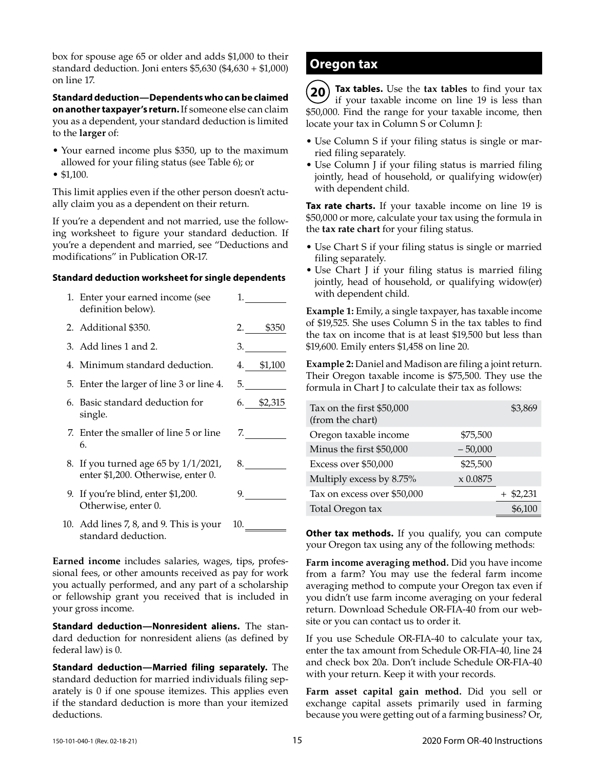box for spouse age 65 or older and adds $1,000 to their standard deduction. Joni enters $5,630 ($4,630 + $1,000) on line 17.

**Standard deduction—Dependents who can be claimed on another taxpayer's return.** If someone else can claim you as a dependent, your standard deduction is limited to the **larger** of:

- Your earned income plus $350, up to the maximum allowed for your filing status (see Table 6); or
- $1,100.

This limit applies even if the other person doesn't actually claim you as a dependent on their return.

If you're a dependent and not married, use the following worksheet to figure your standard deduction. If you're a dependent and married, see "Deductions and modifications" in Publication OR-17.

**Standard deduction worksheet for single dependents**

| | | | |
|---|---|---|---|
| 1. | Enter your earned income (see definition below). | 1. | |
| 2. | Additional $350. | 2. | $350 |
| 3. | Add lines 1 and 2. | 3. | |
| 4. | Minimum standard deduction. | 4. | $1,100 |
| 5. | Enter the larger of line 3 or line 4. | 5. | |
| 6. | Basic standard deduction for single. | 6. | $2,315 |
| 7. | Enter the smaller of line 5 or line 6. | 7. | |
| 8. | If you turned age 65 by 1/1/2021, enter $1,200. Otherwise, enter 0. | 8. | |
| 9. | If you're blind, enter $1,200. Otherwise, enter 0. | 9. | |
| 10. | Add lines 7, 8, and 9. This is your standard deduction. | 10. | |

**Earned income** includes salaries, wages, tips, professional fees, or other amounts received as pay for work you actually performed, and any part of a scholarship or fellowship grant you received that is included in your gross income.

**Standard deduction—Nonresident aliens.** The standard deduction for nonresident aliens (as defined by federal law) is 0.

**Standard deduction—Married filing separately.** The standard deduction for married individuals filing separately is 0 if one spouse itemizes. This applies even if the standard deduction is more than your itemized deductions.

## Oregon tax

**20** **Tax tables.** Use the **tax tables** to find your tax if your taxable income on line 19 is less than $50,000. Find the range for your taxable income, then locate your tax in Column S or Column J:

- Use Column S if your filing status is single or married filing separately.
- Use Column J if your filing status is married filing jointly, head of household, or qualifying widow(er) with dependent child.

**Tax rate charts.** If your taxable income on line 19 is $50,000 or more, calculate your tax using the formula in the **tax rate chart** for your filing status.

- Use Chart S if your filing status is single or married filing separately.
- Use Chart J if your filing status is married filing jointly, head of household, or qualifying widow(er) with dependent child.

**Example 1:** Emily, a single taxpayer, has taxable income of $19,525. She uses Column S in the tax tables to find the tax on income that is at least $19,500 but less than $19,600. Emily enters $1,458 on line 20.

**Example 2:** Daniel and Madison are filing a joint return. Their Oregon taxable income is $75,500. They use the formula in Chart J to calculate their tax as follows:

| | | |
|---|---|---|
| Tax on the first $50,000 (from the chart) | | $3,869 |
| Oregon taxable income | $75,500 | |
| Minus the first $50,000 | – 50,000 | |
| Excess over $50,000 | $25,500 | |
| Multiply excess by 8.75% | x 0.0875 | |
| Tax on excess over $50,000 | | + $2,231 |
| Total Oregon tax | | $6,100 |

**Other tax methods.** If you qualify, you can compute your Oregon tax using any of the following methods:

**Farm income averaging method.** Did you have income from a farm? You may use the federal farm income averaging method to compute your Oregon tax even if you didn't use farm income averaging on your federal return. Download Schedule OR-FIA-40 from our website or you can contact us to order it.

If you use Schedule OR-FIA-40 to calculate your tax, enter the tax amount from Schedule OR-FIA-40, line 24 and check box 20a. Don't include Schedule OR-FIA-40 with your return. Keep it with your records.

**Farm asset capital gain method.** Did you sell or exchange capital assets primarily used in farming because you were getting out of a farming business? Or,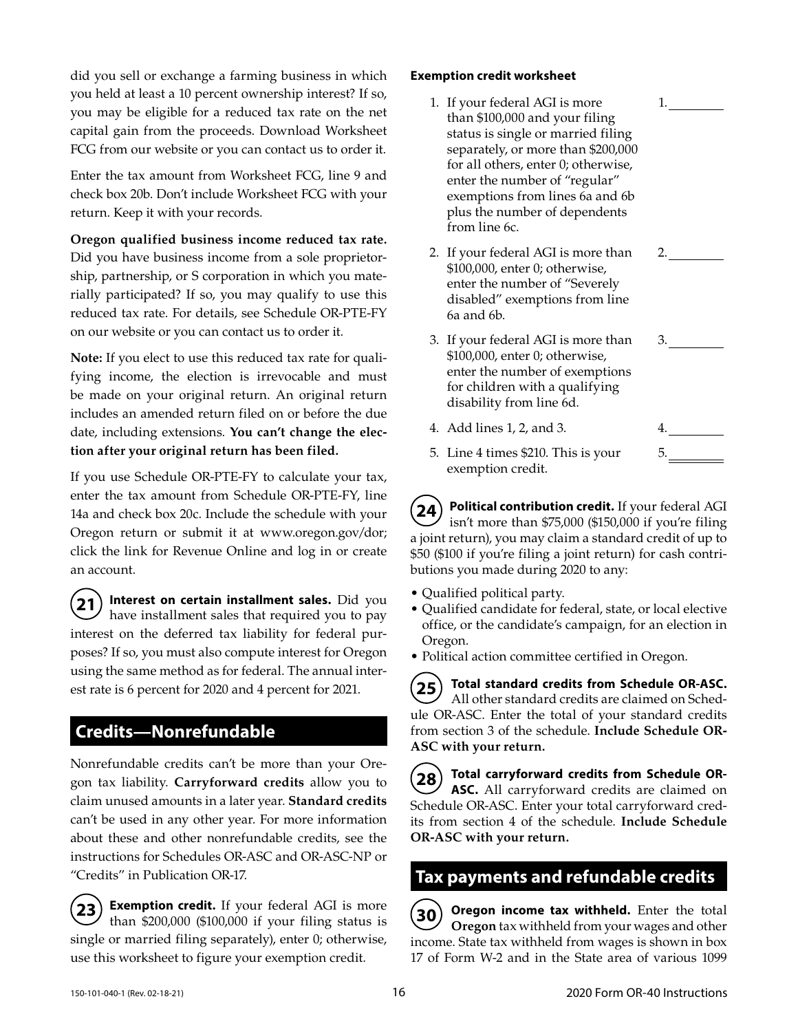did you sell or exchange a farming business in which you held at least a 10 percent ownership interest? If so, you may be eligible for a reduced tax rate on the net capital gain from the proceeds. Download Worksheet FCG from our website or you can contact us to order it.

Enter the tax amount from Worksheet FCG, line 9 and check box 20b. Don't include Worksheet FCG with your return. Keep it with your records.

**Oregon qualified business income reduced tax rate.** Did you have business income from a sole proprietorship, partnership, or S corporation in which you materially participated? If so, you may qualify to use this reduced tax rate. For details, see Schedule OR-PTE-FY on our website or you can contact us to order it.

**Note:** If you elect to use this reduced tax rate for qualifying income, the election is irrevocable and must be made on your original return. An original return includes an amended return filed on or before the due date, including extensions. **You can't change the election after your original return has been filed.**

If you use Schedule OR-PTE-FY to calculate your tax, enter the tax amount from Schedule OR-PTE-FY, line 14a and check box 20c. Include the schedule with your Oregon return or submit it at www.oregon.gov/dor; click the link for Revenue Online and log in or create an account.

**21** **Interest on certain installment sales.** Did you have installment sales that required you to pay interest on the deferred tax liability for federal purposes? If so, you must also compute interest for Oregon using the same method as for federal. The annual interest rate is 6 percent for 2020 and 4 percent for 2021.

## Credits—Nonrefundable

Nonrefundable credits can't be more than your Oregon tax liability. **Carryforward credits** allow you to claim unused amounts in a later year. **Standard credits** can't be used in any other year. For more information about these and other nonrefundable credits, see the instructions for Schedules OR-ASC and OR-ASC-NP or "Credits" in Publication OR-17.

**23** **Exemption credit.** If your federal AGI is more than $200,000 ($100,000 if your filing status is single or married filing separately), enter 0; otherwise, use this worksheet to figure your exemption credit.

**Exemption credit worksheet**

1. If your federal AGI is more than $100,000 and your filing status is single or married filing separately, or more than $200,000 for all others, enter 0; otherwise, enter the number of "regular" exemptions from lines 6a and 6b plus the number of dependents from line 6c. 1. ________
2. If your federal AGI is more than $100,000, enter 0; otherwise, enter the number of "Severely disabled" exemptions from line 6a and 6b. 2. ________
3. If your federal AGI is more than $100,000, enter 0; otherwise, enter the number of exemptions for children with a qualifying disability from line 6d. 3. ________
4. Add lines 1, 2, and 3. 4. ________
5. Line 4 times $210. This is your exemption credit. 5. ________

**24** **Political contribution credit.** If your federal AGI isn't more than $75,000 ($150,000 if you're filing a joint return), you may claim a standard credit of up to $50 ($100 if you're filing a joint return) for cash contributions you made during 2020 to any:

- Qualified political party.
- Qualified candidate for federal, state, or local elective office, or the candidate's campaign, for an election in Oregon.
- Political action committee certified in Oregon.

**25** **Total standard credits from Schedule OR-ASC.** All other standard credits are claimed on Schedule OR-ASC. Enter the total of your standard credits from section 3 of the schedule. **Include Schedule OR-ASC with your return.**

**28** **Total carryforward credits from Schedule OR-ASC.** All carryforward credits are claimed on Schedule OR-ASC. Enter your total carryforward credits from section 4 of the schedule. **Include Schedule OR-ASC with your return.**

## Tax payments and refundable credits

**30** **Oregon income tax withheld.** Enter the total **Oregon** tax withheld from your wages and other income. State tax withheld from wages is shown in box 17 of Form W-2 and in the State area of various 1099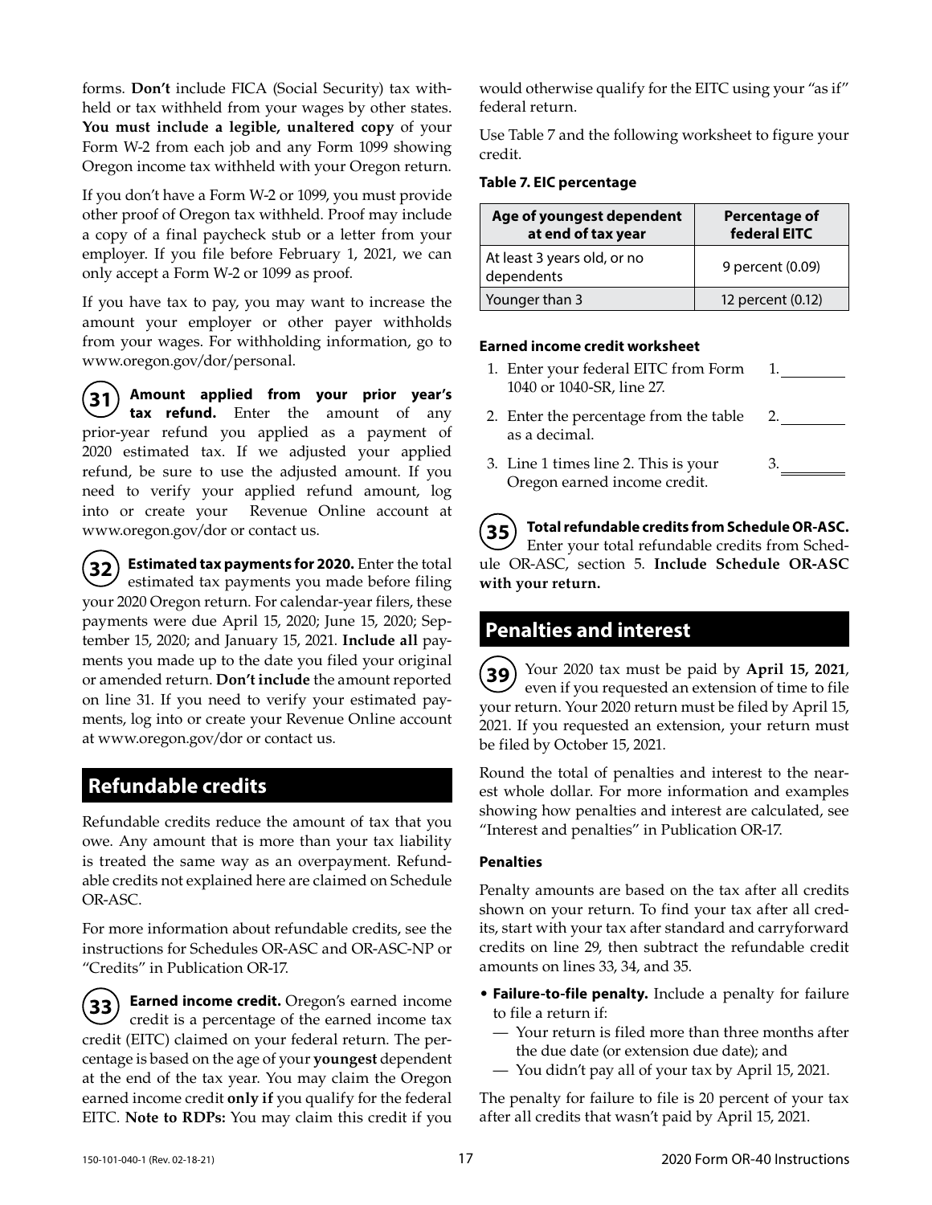forms. **Don't** include FICA (Social Security) tax withheld or tax withheld from your wages by other states. **You must include a legible, unaltered copy** of your Form W-2 from each job and any Form 1099 showing Oregon income tax withheld with your Oregon return.

If you don't have a Form W-2 or 1099, you must provide other proof of Oregon tax withheld. Proof may include a copy of a final paycheck stub or a letter from your employer. If you file before February 1, 2021, we can only accept a Form W-2 or 1099 as proof.

If you have tax to pay, you may want to increase the amount your employer or other payer withholds from your wages. For withholding information, go to www.oregon.gov/dor/personal.

**31** **Amount applied from your prior year's tax refund.** Enter the amount of any prior-year refund you applied as a payment of 2020 estimated tax. If we adjusted your applied refund, be sure to use the adjusted amount. If you need to verify your applied refund amount, log into or create your Revenue Online account at www.oregon.gov/dor or contact us.

**32** **Estimated tax payments for 2020.** Enter the total estimated tax payments you made before filing your 2020 Oregon return. For calendar-year filers, these payments were due April 15, 2020; June 15, 2020; September 15, 2020; and January 15, 2021. **Include all** payments you made up to the date you filed your original or amended return. **Don't include** the amount reported on line 31. If you need to verify your estimated payments, log into or create your Revenue Online account at www.oregon.gov/dor or contact us.

## Refundable credits

Refundable credits reduce the amount of tax that you owe. Any amount that is more than your tax liability is treated the same way as an overpayment. Refundable credits not explained here are claimed on Schedule OR-ASC.

For more information about refundable credits, see the instructions for Schedules OR-ASC and OR-ASC-NP or "Credits" in Publication OR-17.

**33** **Earned income credit.** Oregon's earned income credit is a percentage of the earned income tax credit (EITC) claimed on your federal return. The percentage is based on the age of your **youngest** dependent at the end of the tax year. You may claim the Oregon earned income credit **only if** you qualify for the federal EITC. **Note to RDPs:** You may claim this credit if you would otherwise qualify for the EITC using your "as if" federal return.

Use Table 7 and the following worksheet to figure your credit.

**Table 7. EIC percentage**

| Age of youngest dependent at end of tax year | Percentage of federal EITC |
|---|---|
| At least 3 years old, or no dependents | 9 percent (0.09) |
| Younger than 3 | 12 percent (0.12) |

**Earned income credit worksheet**

1. Enter your federal EITC from Form 1040 or 1040-SR, line 27. 1. ________
2. Enter the percentage from the table as a decimal. 2. ________
3. Line 1 times line 2. This is your Oregon earned income credit. 3. ________

**35** **Total refundable credits from Schedule OR-ASC.** Enter your total refundable credits from Schedule OR-ASC, section 5. **Include Schedule OR-ASC with your return.**

## Penalties and interest

**39** Your 2020 tax must be paid by **April 15, 2021**, even if you requested an extension of time to file your return. Your 2020 return must be filed by April 15, 2021. If you requested an extension, your return must be filed by October 15, 2021.

Round the total of penalties and interest to the nearest whole dollar. For more information and examples showing how penalties and interest are calculated, see "Interest and penalties" in Publication OR-17.

### Penalties

Penalty amounts are based on the tax after all credits shown on your return. To find your tax after all credits, start with your tax after standard and carryforward credits on line 29, then subtract the refundable credit amounts on lines 33, 34, and 35.

- **Failure-to-file penalty.** Include a penalty for failure to file a return if:
  - Your return is filed more than three months after the due date (or extension due date); and
  - You didn't pay all of your tax by April 15, 2021.

The penalty for failure to file is 20 percent of your tax after all credits that wasn't paid by April 15, 2021.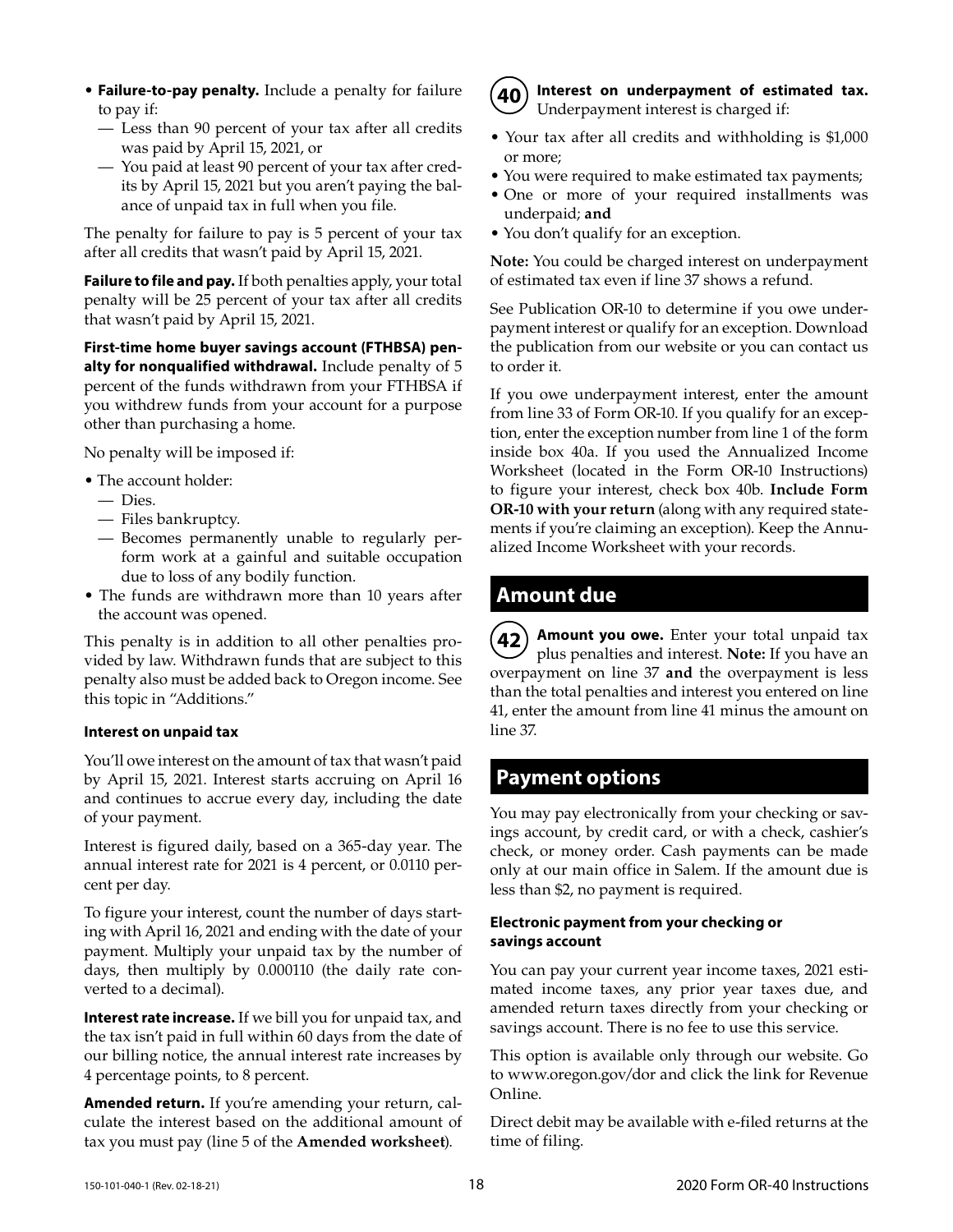- **Failure-to-pay penalty.** Include a penalty for failure to pay if:
  - — Less than 90 percent of your tax after all credits was paid by April 15, 2021, or
  - — You paid at least 90 percent of your tax after credits by April 15, 2021 but you aren't paying the balance of unpaid tax in full when you file.

The penalty for failure to pay is 5 percent of your tax after all credits that wasn't paid by April 15, 2021.

**Failure to file and pay.** If both penalties apply, your total penalty will be 25 percent of your tax after all credits that wasn't paid by April 15, 2021.

**First-time home buyer savings account (FTHBSA) penalty for nonqualified withdrawal.** Include penalty of 5 percent of the funds withdrawn from your FTHBSA if you withdrew funds from your account for a purpose other than purchasing a home.

No penalty will be imposed if:

- The account holder:
  - — Dies.
  - — Files bankruptcy.
  - — Becomes permanently unable to regularly perform work at a gainful and suitable occupation due to loss of any bodily function.
- The funds are withdrawn more than 10 years after the account was opened.

This penalty is in addition to all other penalties provided by law. Withdrawn funds that are subject to this penalty also must be added back to Oregon income. See this topic in "Additions."

#### Interest on unpaid tax

You'll owe interest on the amount of tax that wasn't paid by April 15, 2021. Interest starts accruing on April 16 and continues to accrue every day, including the date of your payment.

Interest is figured daily, based on a 365-day year. The annual interest rate for 2021 is 4 percent, or 0.0110 percent per day.

To figure your interest, count the number of days starting with April 16, 2021 and ending with the date of your payment. Multiply your unpaid tax by the number of days, then multiply by 0.000110 (the daily rate converted to a decimal).

**Interest rate increase.** If we bill you for unpaid tax, and the tax isn't paid in full within 60 days from the date of our billing notice, the annual interest rate increases by 4 percentage points, to 8 percent.

**Amended return.** If you're amending your return, calculate the interest based on the additional amount of tax you must pay (line 5 of the **Amended worksheet**).

**40** **Interest on underpayment of estimated tax.** Underpayment interest is charged if:

- Your tax after all credits and withholding is $1,000 or more;
- You were required to make estimated tax payments;
- One or more of your required installments was underpaid; **and**
- You don't qualify for an exception.

**Note:** You could be charged interest on underpayment of estimated tax even if line 37 shows a refund.

See Publication OR-10 to determine if you owe underpayment interest or qualify for an exception. Download the publication from our website or you can contact us to order it.

If you owe underpayment interest, enter the amount from line 33 of Form OR-10. If you qualify for an exception, enter the exception number from line 1 of the form inside box 40a. If you used the Annualized Income Worksheet (located in the Form OR-10 Instructions) to figure your interest, check box 40b. **Include Form OR-10 with your return** (along with any required statements if you're claiming an exception). Keep the Annualized Income Worksheet with your records.

## Amount due

**42** **Amount you owe.** Enter your total unpaid tax plus penalties and interest. **Note:** If you have an overpayment on line 37 **and** the overpayment is less than the total penalties and interest you entered on line 41, enter the amount from line 41 minus the amount on line 37.

## Payment options

You may pay electronically from your checking or savings account, by credit card, or with a check, cashier's check, or money order. Cash payments can be made only at our main office in Salem. If the amount due is less than $2, no payment is required.

#### Electronic payment from your checking or savings account

You can pay your current year income taxes, 2021 estimated income taxes, any prior year taxes due, and amended return taxes directly from your checking or savings account. There is no fee to use this service.

This option is available only through our website. Go to www.oregon.gov/dor and click the link for Revenue Online.

Direct debit may be available with e-filed returns at the time of filing.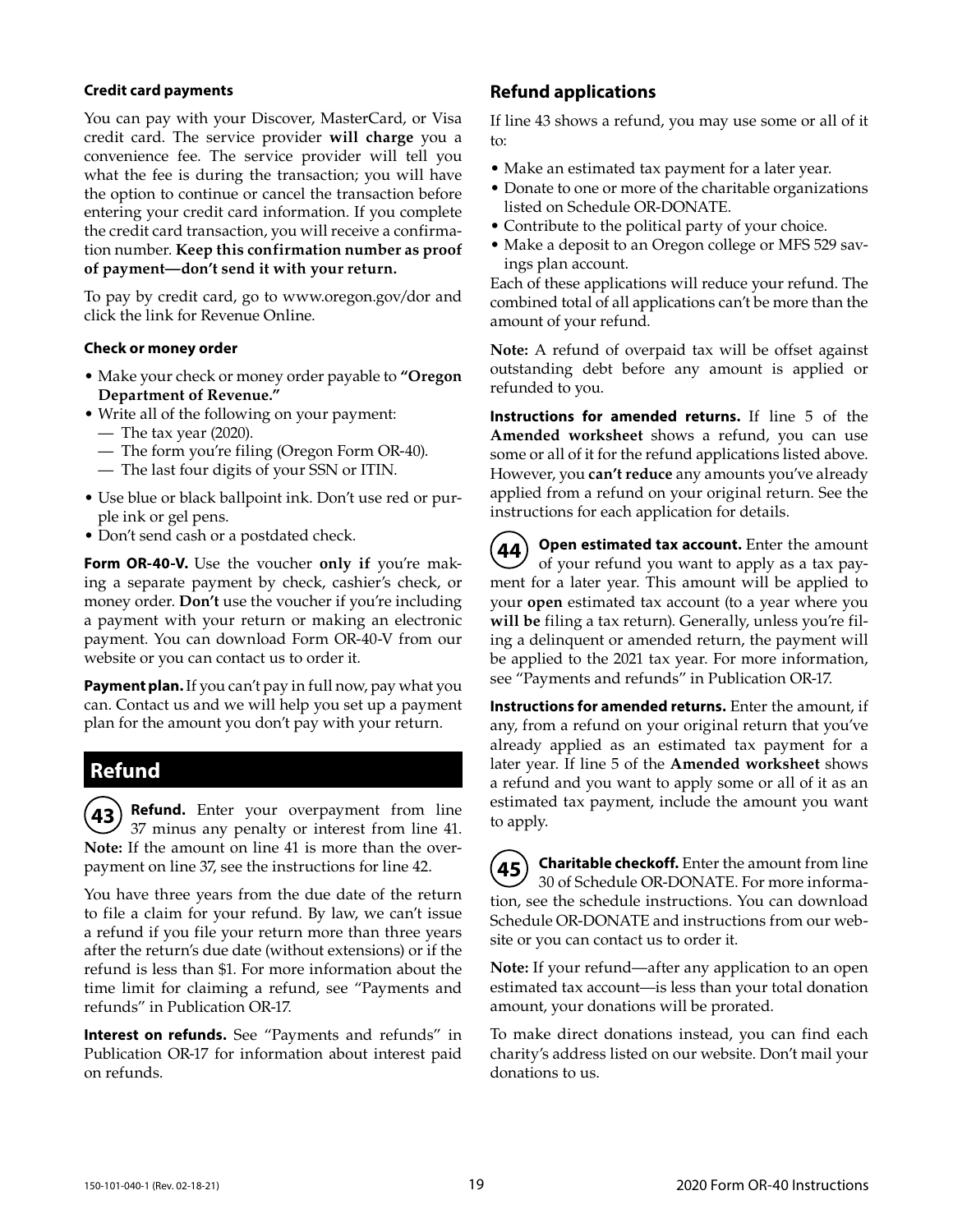#### Credit card payments

You can pay with your Discover, MasterCard, or Visa credit card. The service provider **will charge** you a convenience fee. The service provider will tell you what the fee is during the transaction; you will have the option to continue or cancel the transaction before entering your credit card information. If you complete the credit card transaction, you will receive a confirmation number. **Keep this confirmation number as proof of payment—don't send it with your return.**

To pay by credit card, go to www.oregon.gov/dor and click the link for Revenue Online.

#### Check or money order

- Make your check or money order payable to **"Oregon Department of Revenue."**
- Write all of the following on your payment:
  - — The tax year (2020).
  - — The form you're filing (Oregon Form OR-40).
  - — The last four digits of your SSN or ITIN.
- Use blue or black ballpoint ink. Don't use red or purple ink or gel pens.
- Don't send cash or a postdated check.

**Form OR-40-V.** Use the voucher **only if** you're making a separate payment by check, cashier's check, or money order. **Don't** use the voucher if you're including a payment with your return or making an electronic payment. You can download Form OR-40-V from our website or you can contact us to order it.

**Payment plan.** If you can't pay in full now, pay what you can. Contact us and we will help you set up a payment plan for the amount you don't pay with your return.

## Refund

**43** **Refund.** Enter your overpayment from line 37 minus any penalty or interest from line 41. **Note:** If the amount on line 41 is more than the overpayment on line 37, see the instructions for line 42.

You have three years from the due date of the return to file a claim for your refund. By law, we can't issue a refund if you file your return more than three years after the return's due date (without extensions) or if the refund is less than $1. For more information about the time limit for claiming a refund, see "Payments and refunds" in Publication OR-17.

**Interest on refunds.** See "Payments and refunds" in Publication OR-17 for information about interest paid on refunds.

### Refund applications

If line 43 shows a refund, you may use some or all of it to:

- Make an estimated tax payment for a later year.
- Donate to one or more of the charitable organizations listed on Schedule OR-DONATE.
- Contribute to the political party of your choice.
- Make a deposit to an Oregon college or MFS 529 savings plan account.

Each of these applications will reduce your refund. The combined total of all applications can't be more than the amount of your refund.

**Note:** A refund of overpaid tax will be offset against outstanding debt before any amount is applied or refunded to you.

**Instructions for amended returns.** If line 5 of the **Amended worksheet** shows a refund, you can use some or all of it for the refund applications listed above. However, you **can't reduce** any amounts you've already applied from a refund on your original return. See the instructions for each application for details.

**44** **Open estimated tax account.** Enter the amount of your refund you want to apply as a tax payment for a later year. This amount will be applied to your **open** estimated tax account (to a year where you **will be** filing a tax return). Generally, unless you're filing a delinquent or amended return, the payment will be applied to the 2021 tax year. For more information, see "Payments and refunds" in Publication OR-17.

**Instructions for amended returns.** Enter the amount, if any, from a refund on your original return that you've already applied as an estimated tax payment for a later year. If line 5 of the **Amended worksheet** shows a refund and you want to apply some or all of it as an estimated tax payment, include the amount you want to apply.

**45** **Charitable checkoff.** Enter the amount from line 30 of Schedule OR-DONATE. For more information, see the schedule instructions. You can download Schedule OR-DONATE and instructions from our website or you can contact us to order it.

**Note:** If your refund—after any application to an open estimated tax account—is less than your total donation amount, your donations will be prorated.

To make direct donations instead, you can find each charity's address listed on our website. Don't mail your donations to us.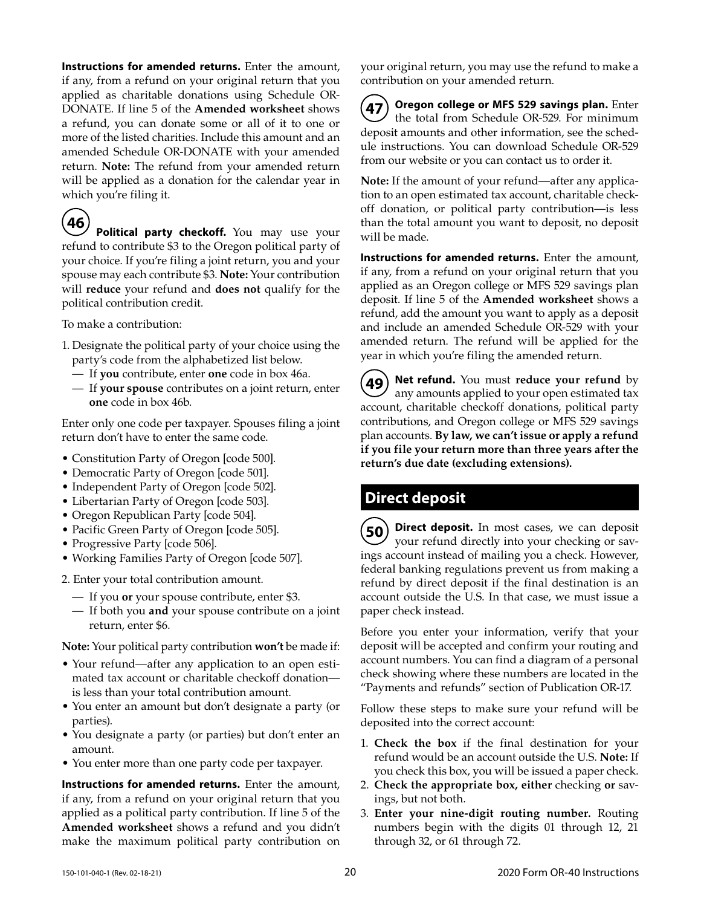**Instructions for amended returns.** Enter the amount, if any, from a refund on your original return that you applied as charitable donations using Schedule OR-DONATE. If line 5 of the **Amended worksheet** shows a refund, you can donate some or all of it to one or more of the listed charities. Include this amount and an amended Schedule OR-DONATE with your amended return. **Note:** The refund from your amended return will be applied as a donation for the calendar year in which you're filing it.

**46** **Political party checkoff.** You may use your refund to contribute $3 to the Oregon political party of your choice. If you're filing a joint return, you and your spouse may each contribute $3. **Note:** Your contribution will **reduce** your refund and **does not** qualify for the political contribution credit.

To make a contribution:

1. Designate the political party of your choice using the party's code from the alphabetized list below.
   - If **you** contribute, enter **one** code in box 46a.
   - If **your spouse** contributes on a joint return, enter **one** code in box 46b.

Enter only one code per taxpayer. Spouses filing a joint return don't have to enter the same code.

- Constitution Party of Oregon [code 500].
- Democratic Party of Oregon [code 501].
- Independent Party of Oregon [code 502].
- Libertarian Party of Oregon [code 503].
- Oregon Republican Party [code 504].
- Pacific Green Party of Oregon [code 505].
- Progressive Party [code 506].
- Working Families Party of Oregon [code 507].

2. Enter your total contribution amount.
   - If you **or** your spouse contribute, enter $3.
   - If both you **and** your spouse contribute on a joint return, enter $6.

**Note:** Your political party contribution **won't** be made if:

- Your refund—after any application to an open estimated tax account or charitable checkoff donation—is less than your total contribution amount.
- You enter an amount but don't designate a party (or parties).
- You designate a party (or parties) but don't enter an amount.
- You enter more than one party code per taxpayer.

**Instructions for amended returns.** Enter the amount, if any, from a refund on your original return that you applied as a political party contribution. If line 5 of the **Amended worksheet** shows a refund and you didn't make the maximum political party contribution on your original return, you may use the refund to make a contribution on your amended return.

**47** **Oregon college or MFS 529 savings plan.** Enter the total from Schedule OR-529. For minimum deposit amounts and other information, see the schedule instructions. You can download Schedule OR-529 from our website or you can contact us to order it.

**Note:** If the amount of your refund—after any application to an open estimated tax account, charitable checkoff donation, or political party contribution—is less than the total amount you want to deposit, no deposit will be made.

**Instructions for amended returns.** Enter the amount, if any, from a refund on your original return that you applied as an Oregon college or MFS 529 savings plan deposit. If line 5 of the **Amended worksheet** shows a refund, add the amount you want to apply as a deposit and include an amended Schedule OR-529 with your amended return. The refund will be applied for the year in which you're filing the amended return.

**49** **Net refund.** You must **reduce your refund** by any amounts applied to your open estimated tax account, charitable checkoff donations, political party contributions, and Oregon college or MFS 529 savings plan accounts. **By law, we can't issue or apply a refund if you file your return more than three years after the return's due date (excluding extensions).**

## Direct deposit

**50** **Direct deposit.** In most cases, we can deposit your refund directly into your checking or savings account instead of mailing you a check. However, federal banking regulations prevent us from making a refund by direct deposit if the final destination is an account outside the U.S. In that case, we must issue a paper check instead.

Before you enter your information, verify that your deposit will be accepted and confirm your routing and account numbers. You can find a diagram of a personal check showing where these numbers are located in the "Payments and refunds" section of Publication OR-17.

Follow these steps to make sure your refund will be deposited into the correct account:

1. **Check the box** if the final destination for your refund would be an account outside the U.S. **Note:** If you check this box, you will be issued a paper check.
2. **Check the appropriate box, either** checking **or** savings, but not both.
3. **Enter your nine-digit routing number.** Routing numbers begin with the digits 01 through 12, 21 through 32, or 61 through 72.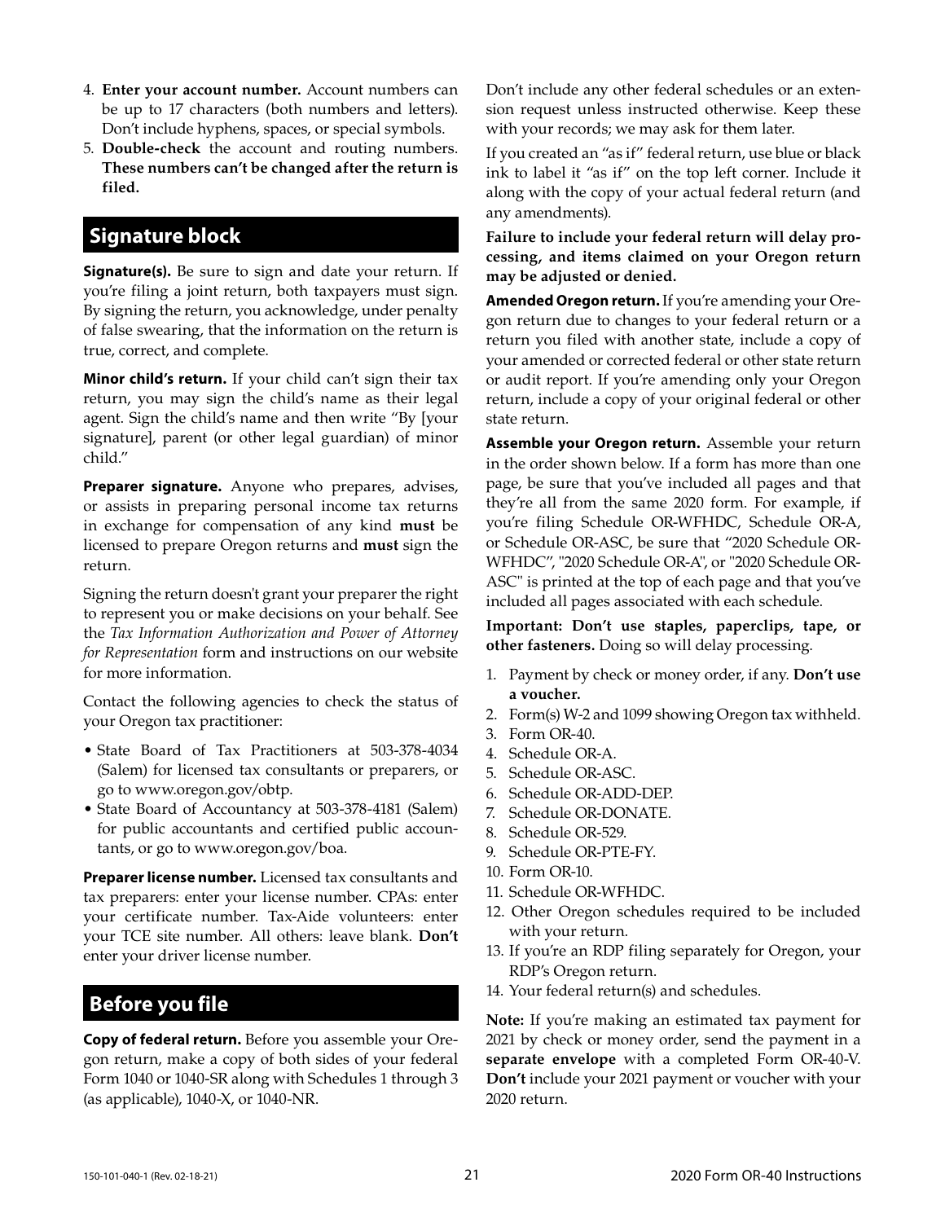4. **Enter your account number.** Account numbers can be up to 17 characters (both numbers and letters). Don't include hyphens, spaces, or special symbols.
5. **Double-check** the account and routing numbers. **These numbers can't be changed after the return is filed.**

## Signature block

**Signature(s).** Be sure to sign and date your return. If you're filing a joint return, both taxpayers must sign. By signing the return, you acknowledge, under penalty of false swearing, that the information on the return is true, correct, and complete.

**Minor child's return.** If your child can't sign their tax return, you may sign the child's name as their legal agent. Sign the child's name and then write "By [your signature], parent (or other legal guardian) of minor child."

**Preparer signature.** Anyone who prepares, advises, or assists in preparing personal income tax returns in exchange for compensation of any kind **must** be licensed to prepare Oregon returns and **must** sign the return.

Signing the return doesn't grant your preparer the right to represent you or make decisions on your behalf. See the *Tax Information Authorization and Power of Attorney for Representation* form and instructions on our website for more information.

Contact the following agencies to check the status of your Oregon tax practitioner:

- State Board of Tax Practitioners at 503-378-4034 (Salem) for licensed tax consultants or preparers, or go to www.oregon.gov/obtp.
- State Board of Accountancy at 503-378-4181 (Salem) for public accountants and certified public accountants, or go to www.oregon.gov/boa.

**Preparer license number.** Licensed tax consultants and tax preparers: enter your license number. CPAs: enter your certificate number. Tax-Aide volunteers: enter your TCE site number. All others: leave blank. **Don't** enter your driver license number.

## Before you file

**Copy of federal return.** Before you assemble your Oregon return, make a copy of both sides of your federal Form 1040 or 1040-SR along with Schedules 1 through 3 (as applicable), 1040-X, or 1040-NR.

Don't include any other federal schedules or an extension request unless instructed otherwise. Keep these with your records; we may ask for them later.

If you created an "as if" federal return, use blue or black ink to label it "as if" on the top left corner. Include it along with the copy of your actual federal return (and any amendments).

**Failure to include your federal return will delay processing, and items claimed on your Oregon return may be adjusted or denied.**

**Amended Oregon return.** If you're amending your Oregon return due to changes to your federal return or a return you filed with another state, include a copy of your amended or corrected federal or other state return or audit report. If you're amending only your Oregon return, include a copy of your original federal or other state return.

**Assemble your Oregon return.** Assemble your return in the order shown below. If a form has more than one page, be sure that you've included all pages and that they're all from the same 2020 form. For example, if you're filing Schedule OR-WFHDC, Schedule OR-A, or Schedule OR-ASC, be sure that "2020 Schedule OR-WFHDC", "2020 Schedule OR-A", or "2020 Schedule OR-ASC" is printed at the top of each page and that you've included all pages associated with each schedule.

**Important: Don't use staples, paperclips, tape, or other fasteners.** Doing so will delay processing.

1. Payment by check or money order, if any. **Don't use a voucher.**
2. Form(s) W-2 and 1099 showing Oregon tax withheld.
3. Form OR-40.
4. Schedule OR-A.
5. Schedule OR-ASC.
6. Schedule OR-ADD-DEP.
7. Schedule OR-DONATE.
8. Schedule OR-529.
9. Schedule OR-PTE-FY.
10. Form OR-10.
11. Schedule OR-WFHDC.
12. Other Oregon schedules required to be included with your return.
13. If you're an RDP filing separately for Oregon, your RDP's Oregon return.
14. Your federal return(s) and schedules.

**Note:** If you're making an estimated tax payment for 2021 by check or money order, send the payment in a **separate envelope** with a completed Form OR-40-V. **Don't** include your 2021 payment or voucher with your 2020 return.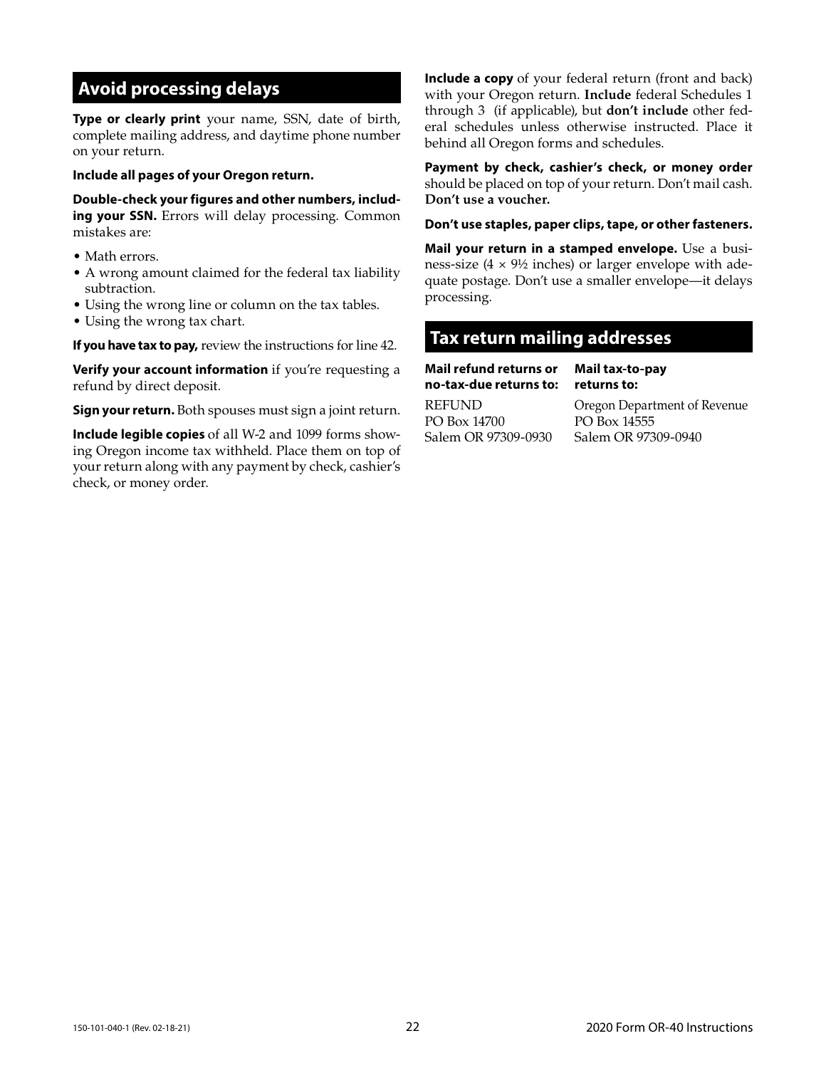## Avoid processing delays

**Type or clearly print** your name, SSN, date of birth, complete mailing address, and daytime phone number on your return.

**Include all pages of your Oregon return.**

**Double-check your figures and other numbers, including your SSN.** Errors will delay processing. Common mistakes are:

- Math errors.
- A wrong amount claimed for the federal tax liability subtraction.
- Using the wrong line or column on the tax tables.
- Using the wrong tax chart.

**If you have tax to pay,** review the instructions for line 42.

**Verify your account information** if you're requesting a refund by direct deposit.

**Sign your return.** Both spouses must sign a joint return.

**Include legible copies** of all W-2 and 1099 forms showing Oregon income tax withheld. Place them on top of your return along with any payment by check, cashier's check, or money order.

**Include a copy** of your federal return (front and back) with your Oregon return. **Include** federal Schedules 1 through 3 (if applicable), but **don't include** other federal schedules unless otherwise instructed. Place it behind all Oregon forms and schedules.

**Payment by check, cashier's check, or money order** should be placed on top of your return. Don't mail cash. **Don't use a voucher.**

**Don't use staples, paper clips, tape, or other fasteners.**

**Mail your return in a stamped envelope.** Use a business-size (4 × 9½ inches) or larger envelope with adequate postage. Don't use a smaller envelope—it delays processing.

## Tax return mailing addresses

| **Mail refund returns or no-tax-due returns to:** | **Mail tax-to-pay returns to:** |
|---|---|
| REFUND<br>PO Box 14700<br>Salem OR 97309-0930 | Oregon Department of Revenue<br>PO Box 14555<br>Salem OR 97309-0940 |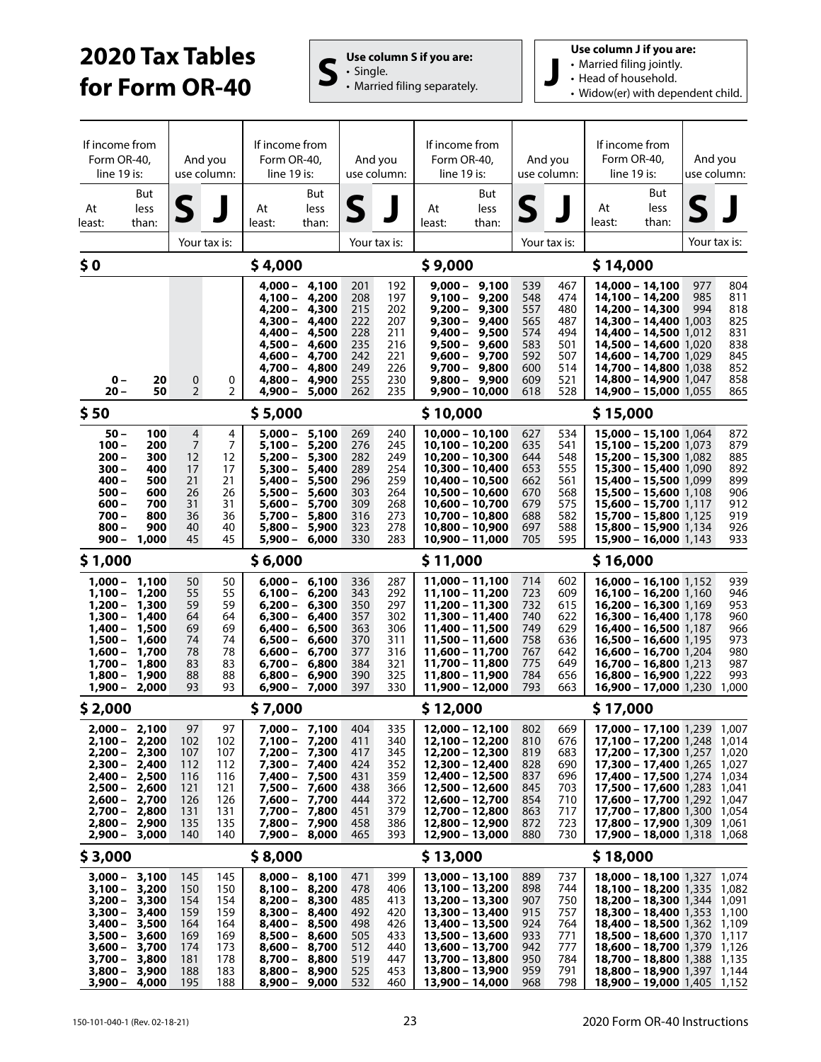# 2020 Tax Tables for Form OR-40

**S** Use column S if you are:
- Single.
- Married filing separately.

**J** Use column J if you are:
- Married filing jointly.
- Head of household.
- Widow(er) with dependent child.

| If income from Form OR-40, line 19 is: At least | But less than | S | J |
|---|---|---|---|
| **$0** | | | |
| 0 | 20 | 0 | 0 |
| 20 | 50 | 2 | 2 |
| **$50** | | | |
| 50 | 100 | 4 | 4 |
| 100 | 200 | 7 | 7 |
| 200 | 300 | 12 | 12 |
| 300 | 400 | 17 | 17 |
| 400 | 500 | 21 | 21 |
| 500 | 600 | 26 | 26 |
| 600 | 700 | 31 | 31 |
| 700 | 800 | 36 | 36 |
| 800 | 900 | 40 | 40 |
| 900 | 1,000 | 45 | 45 |
| **$1,000** | | | |
| 1,000 | 1,100 | 50 | 50 |
| 1,100 | 1,200 | 55 | 55 |
| 1,200 | 1,300 | 59 | 59 |
| 1,300 | 1,400 | 64 | 64 |
| 1,400 | 1,500 | 69 | 69 |
| 1,500 | 1,600 | 74 | 74 |
| 1,600 | 1,700 | 78 | 78 |
| 1,700 | 1,800 | 83 | 83 |
| 1,800 | 1,900 | 88 | 88 |
| 1,900 | 2,000 | 93 | 93 |
| **$2,000** | | | |
| 2,000 | 2,100 | 97 | 97 |
| 2,100 | 2,200 | 102 | 102 |
| 2,200 | 2,300 | 107 | 107 |
| 2,300 | 2,400 | 112 | 112 |
| 2,400 | 2,500 | 116 | 116 |
| 2,500 | 2,600 | 121 | 121 |
| 2,600 | 2,700 | 126 | 126 |
| 2,700 | 2,800 | 131 | 131 |
| 2,800 | 2,900 | 135 | 135 |
| 2,900 | 3,000 | 140 | 140 |
| **$3,000** | | | |
| 3,000 | 3,100 | 145 | 145 |
| 3,100 | 3,200 | 150 | 150 |
| 3,200 | 3,300 | 154 | 154 |
| 3,300 | 3,400 | 159 | 159 |
| 3,400 | 3,500 | 164 | 164 |
| 3,500 | 3,600 | 169 | 169 |
| 3,600 | 3,700 | 174 | 173 |
| 3,700 | 3,800 | 181 | 178 |
| 3,800 | 3,900 | 188 | 183 |
| 3,900 | 4,000 | 195 | 188 |
| **$4,000** | | | |
| 4,000 | 4,100 | 201 | 192 |
| 4,100 | 4,200 | 208 | 197 |
| 4,200 | 4,300 | 215 | 202 |
| 4,300 | 4,400 | 222 | 207 |
| 4,400 | 4,500 | 228 | 211 |
| 4,500 | 4,600 | 235 | 216 |
| 4,600 | 4,700 | 242 | 221 |
| 4,700 | 4,800 | 249 | 226 |
| 4,800 | 4,900 | 255 | 230 |
| 4,900 | 5,000 | 262 | 235 |
| **$5,000** | | | |
| 5,000 | 5,100 | 269 | 240 |
| 5,100 | 5,200 | 276 | 245 |
| 5,200 | 5,300 | 282 | 249 |
| 5,300 | 5,400 | 289 | 254 |
| 5,400 | 5,500 | 296 | 259 |
| 5,500 | 5,600 | 303 | 264 |
| 5,600 | 5,700 | 309 | 268 |
| 5,700 | 5,800 | 316 | 273 |
| 5,800 | 5,900 | 323 | 278 |
| 5,900 | 6,000 | 330 | 283 |
| **$6,000** | | | |
| 6,000 | 6,100 | 336 | 287 |
| 6,100 | 6,200 | 343 | 292 |
| 6,200 | 6,300 | 350 | 297 |
| 6,300 | 6,400 | 357 | 302 |
| 6,400 | 6,500 | 363 | 306 |
| 6,500 | 6,600 | 370 | 311 |
| 6,600 | 6,700 | 377 | 316 |
| 6,700 | 6,800 | 384 | 321 |
| 6,800 | 6,900 | 390 | 325 |
| 6,900 | 7,000 | 397 | 330 |
| **$7,000** | | | |
| 7,000 | 7,100 | 404 | 335 |
| 7,100 | 7,200 | 411 | 340 |
| 7,200 | 7,300 | 417 | 345 |
| 7,300 | 7,400 | 424 | 352 |
| 7,400 | 7,500 | 431 | 359 |
| 7,500 | 7,600 | 438 | 366 |
| 7,600 | 7,700 | 444 | 372 |
| 7,700 | 7,800 | 451 | 379 |
| 7,800 | 7,900 | 458 | 386 |
| 7,900 | 8,000 | 465 | 393 |
| **$8,000** | | | |
| 8,000 | 8,100 | 471 | 399 |
| 8,100 | 8,200 | 478 | 406 |
| 8,200 | 8,300 | 485 | 413 |
| 8,300 | 8,400 | 492 | 420 |
| 8,400 | 8,500 | 498 | 426 |
| 8,500 | 8,600 | 505 | 433 |
| 8,600 | 8,700 | 512 | 440 |
| 8,700 | 8,800 | 519 | 447 |
| 8,800 | 8,900 | 525 | 453 |
| 8,900 | 9,000 | 532 | 460 |
| **$9,000** | | | |
| 9,000 | 9,100 | 539 | 467 |
| 9,100 | 9,200 | 548 | 474 |
| 9,200 | 9,300 | 557 | 480 |
| 9,300 | 9,400 | 565 | 487 |
| 9,400 | 9,500 | 574 | 494 |
| 9,500 | 9,600 | 583 | 501 |
| 9,600 | 9,700 | 592 | 507 |
| 9,700 | 9,800 | 600 | 514 |
| 9,800 | 9,900 | 609 | 521 |
| 9,900 | 10,000 | 618 | 528 |
| **$10,000** | | | |
| 10,000 | 10,100 | 627 | 534 |
| 10,100 | 10,200 | 635 | 541 |
| 10,200 | 10,300 | 644 | 548 |
| 10,300 | 10,400 | 653 | 555 |
| 10,400 | 10,500 | 662 | 561 |
| 10,500 | 10,600 | 670 | 568 |
| 10,600 | 10,700 | 679 | 575 |
| 10,700 | 10,800 | 688 | 582 |
| 10,800 | 10,900 | 697 | 588 |
| 10,900 | 11,000 | 705 | 595 |
| **$11,000** | | | |
| 11,000 | 11,100 | 714 | 602 |
| 11,100 | 11,200 | 723 | 609 |
| 11,200 | 11,300 | 732 | 615 |
| 11,300 | 11,400 | 740 | 622 |
| 11,400 | 11,500 | 749 | 629 |
| 11,500 | 11,600 | 758 | 636 |
| 11,600 | 11,700 | 767 | 642 |
| 11,700 | 11,800 | 775 | 649 |
| 11,800 | 11,900 | 784 | 656 |
| 11,900 | 12,000 | 793 | 663 |
| **$12,000** | | | |
| 12,000 | 12,100 | 802 | 669 |
| 12,100 | 12,200 | 810 | 676 |
| 12,200 | 12,300 | 819 | 683 |
| 12,300 | 12,400 | 828 | 690 |
| 12,400 | 12,500 | 837 | 696 |
| 12,500 | 12,600 | 845 | 703 |
| 12,600 | 12,700 | 854 | 710 |
| 12,700 | 12,800 | 863 | 717 |
| 12,800 | 12,900 | 872 | 723 |
| 12,900 | 13,000 | 880 | 730 |
| **$13,000** | | | |
| 13,000 | 13,100 | 889 | 737 |
| 13,100 | 13,200 | 898 | 744 |
| 13,200 | 13,300 | 907 | 750 |
| 13,300 | 13,400 | 915 | 757 |
| 13,400 | 13,500 | 924 | 764 |
| 13,500 | 13,600 | 933 | 771 |
| 13,600 | 13,700 | 942 | 777 |
| 13,700 | 13,800 | 950 | 784 |
| 13,800 | 13,900 | 959 | 791 |
| 13,900 | 14,000 | 968 | 798 |
| **$14,000** | | | |
| 14,000 | 14,100 | 977 | 804 |
| 14,100 | 14,200 | 985 | 811 |
| 14,200 | 14,300 | 994 | 818 |
| 14,300 | 14,400 | 1,003 | 825 |
| 14,400 | 14,500 | 1,012 | 831 |
| 14,500 | 14,600 | 1,020 | 838 |
| 14,600 | 14,700 | 1,029 | 845 |
| 14,700 | 14,800 | 1,038 | 852 |
| 14,800 | 14,900 | 1,047 | 858 |
| 14,900 | 15,000 | 1,055 | 865 |
| **$15,000** | | | |
| 15,000 | 15,100 | 1,064 | 872 |
| 15,100 | 15,200 | 1,073 | 879 |
| 15,200 | 15,300 | 1,082 | 885 |
| 15,300 | 15,400 | 1,090 | 892 |
| 15,400 | 15,500 | 1,099 | 899 |
| 15,500 | 15,600 | 1,108 | 906 |
| 15,600 | 15,700 | 1,117 | 912 |
| 15,700 | 15,800 | 1,125 | 919 |
| 15,800 | 15,900 | 1,134 | 926 |
| 15,900 | 16,000 | 1,143 | 933 |
| **$16,000** | | | |
| 16,000 | 16,100 | 1,152 | 939 |
| 16,100 | 16,200 | 1,160 | 946 |
| 16,200 | 16,300 | 1,169 | 953 |
| 16,300 | 16,400 | 1,178 | 960 |
| 16,400 | 16,500 | 1,187 | 966 |
| 16,500 | 16,600 | 1,195 | 973 |
| 16,600 | 16,700 | 1,204 | 980 |
| 16,700 | 16,800 | 1,213 | 987 |
| 16,800 | 16,900 | 1,222 | 993 |
| 16,900 | 17,000 | 1,230 | 1,000 |
| **$17,000** | | | |
| 17,000 | 17,100 | 1,239 | 1,007 |
| 17,100 | 17,200 | 1,248 | 1,014 |
| 17,200 | 17,300 | 1,257 | 1,020 |
| 17,300 | 17,400 | 1,265 | 1,027 |
| 17,400 | 17,500 | 1,274 | 1,034 |
| 17,500 | 17,600 | 1,283 | 1,041 |
| 17,600 | 17,700 | 1,292 | 1,047 |
| 17,700 | 17,800 | 1,300 | 1,054 |
| 17,800 | 17,900 | 1,309 | 1,061 |
| 17,900 | 18,000 | 1,318 | 1,068 |
| **$18,000** | | | |
| 18,000 | 18,100 | 1,327 | 1,074 |
| 18,100 | 18,200 | 1,335 | 1,082 |
| 18,200 | 18,300 | 1,344 | 1,091 |
| 18,300 | 18,400 | 1,353 | 1,100 |
| 18,400 | 18,500 | 1,362 | 1,109 |
| 18,500 | 18,600 | 1,370 | 1,117 |
| 18,600 | 18,700 | 1,379 | 1,126 |
| 18,700 | 18,800 | 1,388 | 1,135 |
| 18,800 | 18,900 | 1,397 | 1,144 |
| 18,900 | 19,000 | 1,405 | 1,152 |

150-101-040-1 (Rev. 02-18-21)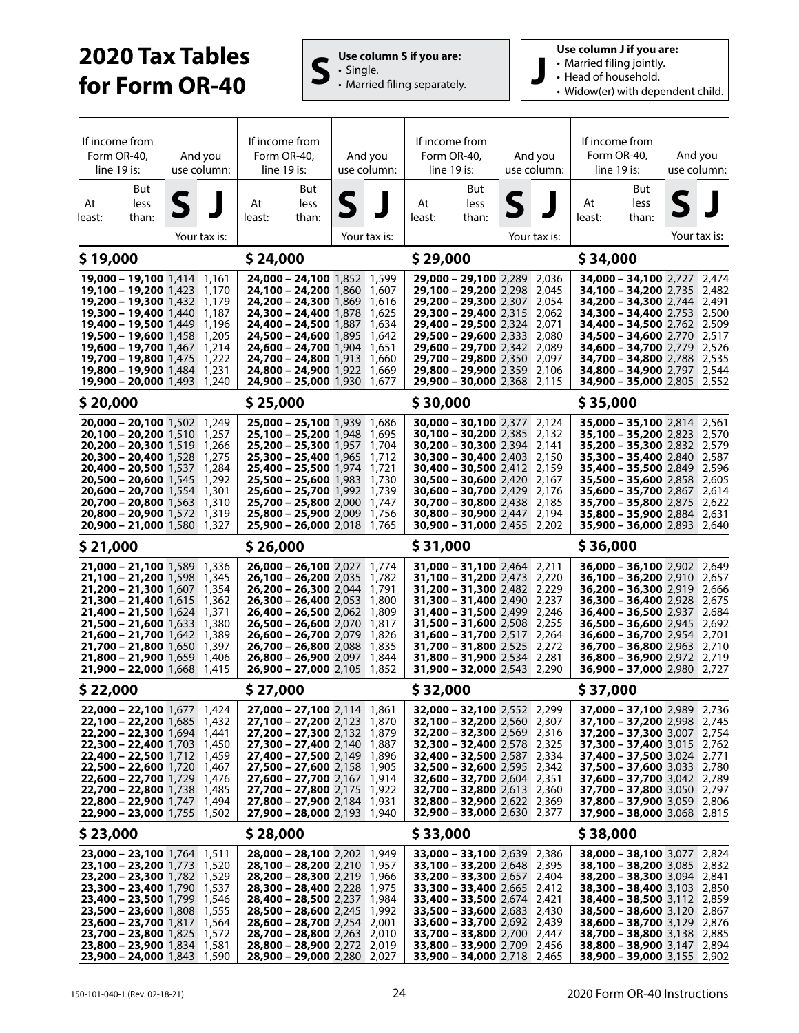# 2020 Tax Tables for Form OR-40

**S** Use column S if you are:
- Single.
- Married filing separately.

**J** Use column J if you are:
- Married filing jointly.
- Head of household.
- Widow(er) with dependent child.

| If income from Form OR-40, line 19 is: At least: | But less than: | And you use column: S | J |
|---|---|---|---|
| | | Your tax is: | |
| **$ 19,000** | | | |
| 19,000 | 19,100 | 1,414 | 1,161 |
| 19,100 | 19,200 | 1,423 | 1,170 |
| 19,200 | 19,300 | 1,432 | 1,179 |
| 19,300 | 19,400 | 1,440 | 1,187 |
| 19,400 | 19,500 | 1,449 | 1,196 |
| 19,500 | 19,600 | 1,458 | 1,205 |
| 19,600 | 19,700 | 1,467 | 1,214 |
| 19,700 | 19,800 | 1,475 | 1,222 |
| 19,800 | 19,900 | 1,484 | 1,231 |
| 19,900 | 20,000 | 1,493 | 1,240 |
| **$ 20,000** | | | |
| 20,000 | 20,100 | 1,502 | 1,249 |
| 20,100 | 20,200 | 1,510 | 1,257 |
| 20,200 | 20,300 | 1,519 | 1,266 |
| 20,300 | 20,400 | 1,528 | 1,275 |
| 20,400 | 20,500 | 1,537 | 1,284 |
| 20,500 | 20,600 | 1,545 | 1,292 |
| 20,600 | 20,700 | 1,554 | 1,301 |
| 20,700 | 20,800 | 1,563 | 1,310 |
| 20,800 | 20,900 | 1,572 | 1,319 |
| 20,900 | 21,000 | 1,580 | 1,327 |
| **$ 21,000** | | | |
| 21,000 | 21,100 | 1,589 | 1,336 |
| 21,100 | 21,200 | 1,598 | 1,345 |
| 21,200 | 21,300 | 1,607 | 1,354 |
| 21,300 | 21,400 | 1,615 | 1,362 |
| 21,400 | 21,500 | 1,624 | 1,371 |
| 21,500 | 21,600 | 1,633 | 1,380 |
| 21,600 | 21,700 | 1,642 | 1,389 |
| 21,700 | 21,800 | 1,650 | 1,397 |
| 21,800 | 21,900 | 1,659 | 1,406 |
| 21,900 | 22,000 | 1,668 | 1,415 |
| **$ 22,000** | | | |
| 22,000 | 22,100 | 1,677 | 1,424 |
| 22,100 | 22,200 | 1,685 | 1,432 |
| 22,200 | 22,300 | 1,694 | 1,441 |
| 22,300 | 22,400 | 1,703 | 1,450 |
| 22,400 | 22,500 | 1,712 | 1,459 |
| 22,500 | 22,600 | 1,720 | 1,467 |
| 22,600 | 22,700 | 1,729 | 1,476 |
| 22,700 | 22,800 | 1,738 | 1,485 |
| 22,800 | 22,900 | 1,747 | 1,494 |
| 22,900 | 23,000 | 1,755 | 1,502 |
| **$ 23,000** | | | |
| 23,000 | 23,100 | 1,764 | 1,511 |
| 23,100 | 23,200 | 1,773 | 1,520 |
| 23,200 | 23,300 | 1,782 | 1,529 |
| 23,300 | 23,400 | 1,790 | 1,537 |
| 23,400 | 23,500 | 1,799 | 1,546 |
| 23,500 | 23,600 | 1,808 | 1,555 |
| 23,600 | 23,700 | 1,817 | 1,564 |
| 23,700 | 23,800 | 1,825 | 1,572 |
| 23,800 | 23,900 | 1,834 | 1,581 |
| 23,900 | 24,000 | 1,843 | 1,590 |
| **$ 24,000** | | | |
| 24,000 | 24,100 | 1,852 | 1,599 |
| 24,100 | 24,200 | 1,860 | 1,607 |
| 24,200 | 24,300 | 1,869 | 1,616 |
| 24,300 | 24,400 | 1,878 | 1,625 |
| 24,400 | 24,500 | 1,887 | 1,634 |
| 24,500 | 24,600 | 1,895 | 1,642 |
| 24,600 | 24,700 | 1,904 | 1,651 |
| 24,700 | 24,800 | 1,913 | 1,660 |
| 24,800 | 24,900 | 1,922 | 1,669 |
| 24,900 | 25,000 | 1,930 | 1,677 |
| **$ 25,000** | | | |
| 25,000 | 25,100 | 1,939 | 1,686 |
| 25,100 | 25,200 | 1,948 | 1,695 |
| 25,200 | 25,300 | 1,957 | 1,704 |
| 25,300 | 25,400 | 1,965 | 1,712 |
| 25,400 | 25,500 | 1,974 | 1,721 |
| 25,500 | 25,600 | 1,983 | 1,730 |
| 25,600 | 25,700 | 1,992 | 1,739 |
| 25,700 | 25,800 | 2,000 | 1,747 |
| 25,800 | 25,900 | 2,009 | 1,756 |
| 25,900 | 26,000 | 2,018 | 1,765 |
| **$ 26,000** | | | |
| 26,000 | 26,100 | 2,027 | 1,774 |
| 26,100 | 26,200 | 2,035 | 1,782 |
| 26,200 | 26,300 | 2,044 | 1,791 |
| 26,300 | 26,400 | 2,053 | 1,800 |
| 26,400 | 26,500 | 2,062 | 1,809 |
| 26,500 | 26,600 | 2,070 | 1,817 |
| 26,600 | 26,700 | 2,079 | 1,826 |
| 26,700 | 26,800 | 2,088 | 1,835 |
| 26,800 | 26,900 | 2,097 | 1,844 |
| 26,900 | 27,000 | 2,105 | 1,852 |
| **$ 27,000** | | | |
| 27,000 | 27,100 | 2,114 | 1,861 |
| 27,100 | 27,200 | 2,123 | 1,870 |
| 27,200 | 27,300 | 2,132 | 1,879 |
| 27,300 | 27,400 | 2,140 | 1,887 |
| 27,400 | 27,500 | 2,149 | 1,896 |
| 27,500 | 27,600 | 2,158 | 1,905 |
| 27,600 | 27,700 | 2,167 | 1,914 |
| 27,700 | 27,800 | 2,175 | 1,922 |
| 27,800 | 27,900 | 2,184 | 1,931 |
| 27,900 | 28,000 | 2,193 | 1,940 |
| **$ 28,000** | | | |
| 28,000 | 28,100 | 2,202 | 1,949 |
| 28,100 | 28,200 | 2,210 | 1,957 |
| 28,200 | 28,300 | 2,219 | 1,966 |
| 28,300 | 28,400 | 2,228 | 1,975 |
| 28,400 | 28,500 | 2,237 | 1,984 |
| 28,500 | 28,600 | 2,245 | 1,992 |
| 28,600 | 28,700 | 2,254 | 2,001 |
| 28,700 | 28,800 | 2,263 | 2,010 |
| 28,800 | 28,900 | 2,272 | 2,019 |
| 28,900 | 29,000 | 2,280 | 2,027 |
| **$ 29,000** | | | |
| 29,000 | 29,100 | 2,289 | 2,036 |
| 29,100 | 29,200 | 2,298 | 2,045 |
| 29,200 | 29,300 | 2,307 | 2,054 |
| 29,300 | 29,400 | 2,315 | 2,062 |
| 29,400 | 29,500 | 2,324 | 2,071 |
| 29,500 | 29,600 | 2,333 | 2,080 |
| 29,600 | 29,700 | 2,342 | 2,089 |
| 29,700 | 29,800 | 2,350 | 2,097 |
| 29,800 | 29,900 | 2,359 | 2,106 |
| 29,900 | 30,000 | 2,368 | 2,115 |
| **$ 30,000** | | | |
| 30,000 | 30,100 | 2,377 | 2,124 |
| 30,100 | 30,200 | 2,385 | 2,132 |
| 30,200 | 30,300 | 2,394 | 2,141 |
| 30,300 | 30,400 | 2,403 | 2,150 |
| 30,400 | 30,500 | 2,412 | 2,159 |
| 30,500 | 30,600 | 2,420 | 2,167 |
| 30,600 | 30,700 | 2,429 | 2,176 |
| 30,700 | 30,800 | 2,438 | 2,185 |
| 30,800 | 30,900 | 2,447 | 2,194 |
| 30,900 | 31,000 | 2,455 | 2,202 |
| **$ 31,000** | | | |
| 31,000 | 31,100 | 2,464 | 2,211 |
| 31,100 | 31,200 | 2,473 | 2,220 |
| 31,200 | 31,300 | 2,482 | 2,229 |
| 31,300 | 31,400 | 2,490 | 2,237 |
| 31,400 | 31,500 | 2,499 | 2,246 |
| 31,500 | 31,600 | 2,508 | 2,255 |
| 31,600 | 31,700 | 2,517 | 2,264 |
| 31,700 | 31,800 | 2,525 | 2,272 |
| 31,800 | 31,900 | 2,534 | 2,281 |
| 31,900 | 32,000 | 2,543 | 2,290 |
| **$ 32,000** | | | |
| 32,000 | 32,100 | 2,552 | 2,299 |
| 32,100 | 32,200 | 2,560 | 2,307 |
| 32,200 | 32,300 | 2,569 | 2,316 |
| 32,300 | 32,400 | 2,578 | 2,325 |
| 32,400 | 32,500 | 2,587 | 2,334 |
| 32,500 | 32,600 | 2,595 | 2,342 |
| 32,600 | 32,700 | 2,604 | 2,351 |
| 32,700 | 32,800 | 2,613 | 2,360 |
| 32,800 | 32,900 | 2,622 | 2,369 |
| 32,900 | 33,000 | 2,630 | 2,377 |
| **$ 33,000** | | | |
| 33,000 | 33,100 | 2,639 | 2,386 |
| 33,100 | 33,200 | 2,648 | 2,395 |
| 33,200 | 33,300 | 2,657 | 2,404 |
| 33,300 | 33,400 | 2,665 | 2,412 |
| 33,400 | 33,500 | 2,674 | 2,421 |
| 33,500 | 33,600 | 2,683 | 2,430 |
| 33,600 | 33,700 | 2,692 | 2,439 |
| 33,700 | 33,800 | 2,700 | 2,447 |
| 33,800 | 33,900 | 2,709 | 2,456 |
| 33,900 | 34,000 | 2,718 | 2,465 |
| **$ 34,000** | | | |
| 34,000 | 34,100 | 2,727 | 2,474 |
| 34,100 | 34,200 | 2,735 | 2,482 |
| 34,200 | 34,300 | 2,744 | 2,491 |
| 34,300 | 34,400 | 2,753 | 2,500 |
| 34,400 | 34,500 | 2,762 | 2,509 |
| 34,500 | 34,600 | 2,770 | 2,517 |
| 34,600 | 34,700 | 2,779 | 2,526 |
| 34,700 | 34,800 | 2,788 | 2,535 |
| 34,800 | 34,900 | 2,797 | 2,544 |
| 34,900 | 35,000 | 2,805 | 2,552 |
| **$ 35,000** | | | |
| 35,000 | 35,100 | 2,814 | 2,561 |
| 35,100 | 35,200 | 2,823 | 2,570 |
| 35,200 | 35,300 | 2,832 | 2,579 |
| 35,300 | 35,400 | 2,840 | 2,587 |
| 35,400 | 35,500 | 2,849 | 2,596 |
| 35,500 | 35,600 | 2,858 | 2,605 |
| 35,600 | 35,700 | 2,867 | 2,614 |
| 35,700 | 35,800 | 2,875 | 2,622 |
| 35,800 | 35,900 | 2,884 | 2,631 |
| 35,900 | 36,000 | 2,893 | 2,640 |
| **$ 36,000** | | | |
| 36,000 | 36,100 | 2,902 | 2,649 |
| 36,100 | 36,200 | 2,910 | 2,657 |
| 36,200 | 36,300 | 2,919 | 2,666 |
| 36,300 | 36,400 | 2,928 | 2,675 |
| 36,400 | 36,500 | 2,937 | 2,684 |
| 36,500 | 36,600 | 2,945 | 2,692 |
| 36,600 | 36,700 | 2,954 | 2,701 |
| 36,700 | 36,800 | 2,963 | 2,710 |
| 36,800 | 36,900 | 2,972 | 2,719 |
| 36,900 | 37,000 | 2,980 | 2,727 |
| **$ 37,000** | | | |
| 37,000 | 37,100 | 2,989 | 2,736 |
| 37,100 | 37,200 | 2,998 | 2,745 |
| 37,200 | 37,300 | 3,007 | 2,754 |
| 37,300 | 37,400 | 3,015 | 2,762 |
| 37,400 | 37,500 | 3,024 | 2,771 |
| 37,500 | 37,600 | 3,033 | 2,780 |
| 37,600 | 37,700 | 3,042 | 2,789 |
| 37,700 | 37,800 | 3,050 | 2,797 |
| 37,800 | 37,900 | 3,059 | 2,806 |
| 37,900 | 38,000 | 3,068 | 2,815 |
| **$ 38,000** | | | |
| 38,000 | 38,100 | 3,077 | 2,824 |
| 38,100 | 38,200 | 3,085 | 2,832 |
| 38,200 | 38,300 | 3,094 | 2,841 |
| 38,300 | 38,400 | 3,103 | 2,850 |
| 38,400 | 38,500 | 3,112 | 2,859 |
| 38,500 | 38,600 | 3,120 | 2,867 |
| 38,600 | 38,700 | 3,129 | 2,876 |
| 38,700 | 38,800 | 3,138 | 2,885 |
| 38,800 | 38,900 | 3,147 | 2,894 |
| 38,900 | 39,000 | 3,155 | 2,902 |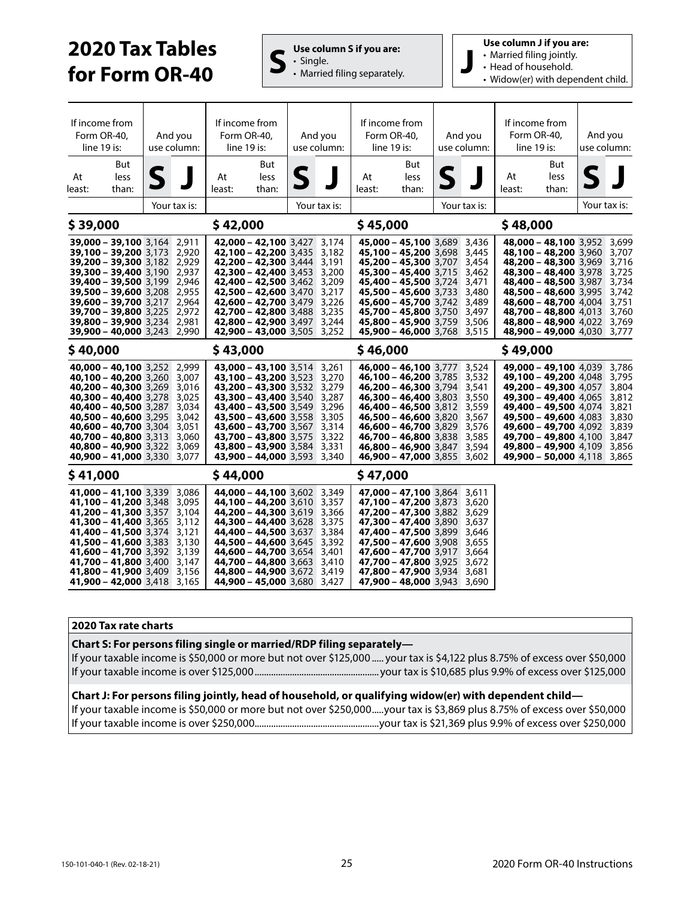# 2020 Tax Tables for Form OR-40

**S** Use column S if you are:
- Single.
- Married filing separately.

**J** Use column J if you are:
- Married filing jointly.
- Head of household.
- Widow(er) with dependent child.

| If income from Form OR-40, line 19 is: At least: – But less than: | And you use column: S | J | If income from Form OR-40, line 19 is: At least: – But less than: | And you use column: S | J | If income from Form OR-40, line 19 is: At least: – But less than: | And you use column: S | J | If income from Form OR-40, line 19 is: At least: – But less than: | And you use column: S | J |
|---|---|---|---|---|---|---|---|---|---|---|---|
| | Your tax is: | | | Your tax is: | | | Your tax is: | | | Your tax is: | |
| **$ 39,000** | | | **$ 42,000** | | | **$ 45,000** | | | **$ 48,000** | | |
| **39,000 – 39,100** | 3,164 | 2,911 | **42,000 – 42,100** | 3,427 | 3,174 | **45,000 – 45,100** | 3,689 | 3,436 | **48,000 – 48,100** | 3,952 | 3,699 |
| **39,100 – 39,200** | 3,173 | 2,920 | **42,100 – 42,200** | 3,435 | 3,182 | **45,100 – 45,200** | 3,698 | 3,445 | **48,100 – 48,200** | 3,960 | 3,707 |
| **39,200 – 39,300** | 3,182 | 2,929 | **42,200 – 42,300** | 3,444 | 3,191 | **45,200 – 45,300** | 3,707 | 3,454 | **48,200 – 48,300** | 3,969 | 3,716 |
| **39,300 – 39,400** | 3,190 | 2,937 | **42,300 – 42,400** | 3,453 | 3,200 | **45,300 – 45,400** | 3,715 | 3,462 | **48,300 – 48,400** | 3,978 | 3,725 |
| **39,400 – 39,500** | 3,199 | 2,946 | **42,400 – 42,500** | 3,462 | 3,209 | **45,400 – 45,500** | 3,724 | 3,471 | **48,400 – 48,500** | 3,987 | 3,734 |
| **39,500 – 39,600** | 3,208 | 2,955 | **42,500 – 42,600** | 3,470 | 3,217 | **45,500 – 45,600** | 3,733 | 3,480 | **48,500 – 48,600** | 3,995 | 3,742 |
| **39,600 – 39,700** | 3,217 | 2,964 | **42,600 – 42,700** | 3,479 | 3,226 | **45,600 – 45,700** | 3,742 | 3,489 | **48,600 – 48,700** | 4,004 | 3,751 |
| **39,700 – 39,800** | 3,225 | 2,972 | **42,700 – 42,800** | 3,488 | 3,235 | **45,700 – 45,800** | 3,750 | 3,497 | **48,700 – 48,800** | 4,013 | 3,760 |
| **39,800 – 39,900** | 3,234 | 2,981 | **42,800 – 42,900** | 3,497 | 3,244 | **45,800 – 45,900** | 3,759 | 3,506 | **48,800 – 48,900** | 4,022 | 3,769 |
| **39,900 – 40,000** | 3,243 | 2,990 | **42,900 – 43,000** | 3,505 | 3,252 | **45,900 – 46,000** | 3,768 | 3,515 | **48,900 – 49,000** | 4,030 | 3,777 |
| **$ 40,000** | | | **$ 43,000** | | | **$ 46,000** | | | **$ 49,000** | | |
| **40,000 – 40,100** | 3,252 | 2,999 | **43,000 – 43,100** | 3,514 | 3,261 | **46,000 – 46,100** | 3,777 | 3,524 | **49,000 – 49,100** | 4,039 | 3,786 |
| **40,100 – 40,200** | 3,260 | 3,007 | **43,100 – 43,200** | 3,523 | 3,270 | **46,100 – 46,200** | 3,785 | 3,532 | **49,100 – 49,200** | 4,048 | 3,795 |
| **40,200 – 40,300** | 3,269 | 3,016 | **43,200 – 43,300** | 3,532 | 3,279 | **46,200 – 46,300** | 3,794 | 3,541 | **49,200 – 49,300** | 4,057 | 3,804 |
| **40,300 – 40,400** | 3,278 | 3,025 | **43,300 – 43,400** | 3,540 | 3,287 | **46,300 – 46,400** | 3,803 | 3,550 | **49,300 – 49,400** | 4,065 | 3,812 |
| **40,400 – 40,500** | 3,287 | 3,034 | **43,400 – 43,500** | 3,549 | 3,296 | **46,400 – 46,500** | 3,812 | 3,559 | **49,400 – 49,500** | 4,074 | 3,821 |
| **40,500 – 40,600** | 3,295 | 3,042 | **43,500 – 43,600** | 3,558 | 3,305 | **46,500 – 46,600** | 3,820 | 3,567 | **49,500 – 49,600** | 4,083 | 3,830 |
| **40,600 – 40,700** | 3,304 | 3,051 | **43,600 – 43,700** | 3,567 | 3,314 | **46,600 – 46,700** | 3,829 | 3,576 | **49,600 – 49,700** | 4,092 | 3,839 |
| **40,700 – 40,800** | 3,313 | 3,060 | **43,700 – 43,800** | 3,575 | 3,322 | **46,700 – 46,800** | 3,838 | 3,585 | **49,700 – 49,800** | 4,100 | 3,847 |
| **40,800 – 40,900** | 3,322 | 3,069 | **43,800 – 43,900** | 3,584 | 3,331 | **46,800 – 46,900** | 3,847 | 3,594 | **49,800 – 49,900** | 4,109 | 3,856 |
| **40,900 – 41,000** | 3,330 | 3,077 | **43,900 – 44,000** | 3,593 | 3,340 | **46,900 – 47,000** | 3,855 | 3,602 | **49,900 – 50,000** | 4,118 | 3,865 |
| **$ 41,000** | | | **$ 44,000** | | | **$ 47,000** | | | | | |
| **41,000 – 41,100** | 3,339 | 3,086 | **44,000 – 44,100** | 3,602 | 3,349 | **47,000 – 47,100** | 3,864 | 3,611 | | | |
| **41,100 – 41,200** | 3,348 | 3,095 | **44,100 – 44,200** | 3,610 | 3,357 | **47,100 – 47,200** | 3,873 | 3,620 | | | |
| **41,200 – 41,300** | 3,357 | 3,104 | **44,200 – 44,300** | 3,619 | 3,366 | **47,200 – 47,300** | 3,882 | 3,629 | | | |
| **41,300 – 41,400** | 3,365 | 3,112 | **44,300 – 44,400** | 3,628 | 3,375 | **47,300 – 47,400** | 3,890 | 3,637 | | | |
| **41,400 – 41,500** | 3,374 | 3,121 | **44,400 – 44,500** | 3,637 | 3,384 | **47,400 – 47,500** | 3,899 | 3,646 | | | |
| **41,500 – 41,600** | 3,383 | 3,130 | **44,500 – 44,600** | 3,645 | 3,392 | **47,500 – 47,600** | 3,908 | 3,655 | | | |
| **41,600 – 41,700** | 3,392 | 3,139 | **44,600 – 44,700** | 3,654 | 3,401 | **47,600 – 47,700** | 3,917 | 3,664 | | | |
| **41,700 – 41,800** | 3,400 | 3,147 | **44,700 – 44,800** | 3,663 | 3,410 | **47,700 – 47,800** | 3,925 | 3,672 | | | |
| **41,800 – 41,900** | 3,409 | 3,156 | **44,800 – 44,900** | 3,672 | 3,419 | **47,800 – 47,900** | 3,934 | 3,681 | | | |
| **41,900 – 42,000** | 3,418 | 3,165 | **44,900 – 45,000** | 3,680 | 3,427 | **47,900 – 48,000** | 3,943 | 3,690 | | | |

**2020 Tax rate charts**

**Chart S: For persons filing single or married/RDP filing separately—**

If your taxable income is $50,000 or more but not over $125,000 ..... your tax is $4,122 plus 8.75% of excess over $50,000
If your taxable income is over $125,000 ..................................................... your tax is $10,685 plus 9.9% of excess over $125,000

**Chart J: For persons filing jointly, head of household, or qualifying widow(er) with dependent child—**

If your taxable income is $50,000 or more but not over $250,000..... your tax is $3,869 plus 8.75% of excess over $50,000
If your taxable income is over $250,000..................................................... your tax is $21,369 plus 9.9% of excess over $250,000